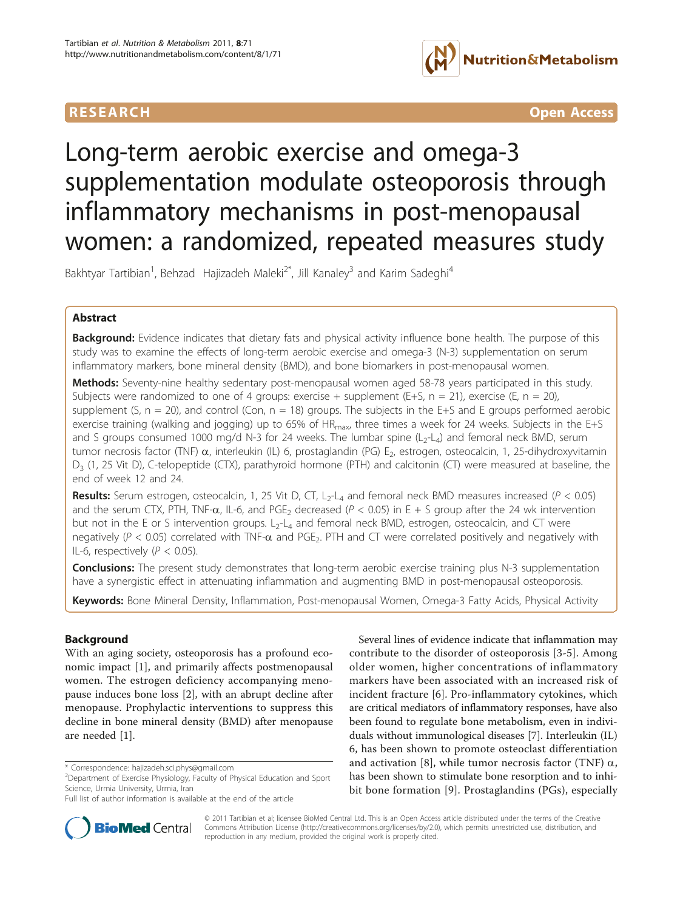RESEARCH Open Access

# Long-term aerobic exercise and omega-3 supplementation modulate osteoporosis through inflammatory mechanisms in post-menopausal women: a randomized, repeated measures study

Bakhtyar Tartibian[1], Behzad Hajizadeh Maleki[2*], Jill Kanaley[3] and Karim Sadeghi[4]

## Abstract

**Background:** Evidence indicates that dietary fats and physical activity influence bone health. The purpose of this study was to examine the effects of long-term aerobic exercise and omega-3 (N-3) supplementation on serum inflammatory markers, bone mineral density (BMD), and bone biomarkers in post-menopausal women.

**Methods:** Seventy-nine healthy sedentary post-menopausal women aged 58-78 years participated in this study. Subjects were randomized to one of 4 groups: exercise + supplement (E+S, n = 21), exercise (E, n = 20), supplement (S, n = 20), and control (Con, n = 18) groups. The subjects in the E+S and E groups performed aerobic exercise training (walking and jogging) up to 65% of $HR_{max}$, three times a week for 24 weeks. Subjects in the E+S and S groups consumed 1000 mg/d N-3 for 24 weeks. The lumbar spine ($L_2$-$L_4$) and femoral neck BMD, serum tumor necrosis factor (TNF) $\alpha$, interleukin (IL) 6, prostaglandin (PG) $E_2$, estrogen, osteocalcin, 1, 25-dihydroxyvitamin $D_3$ (1, 25 Vit D), C-telopeptide (CTX), parathyroid hormone (PTH) and calcitonin (CT) were measured at baseline, the end of week 12 and 24.

**Results:** Serum estrogen, osteocalcin, 1, 25 Vit D, CT, $L_2$-$L_4$ and femoral neck BMD measures increased ($P < 0.05$) and the serum CTX, PTH, TNF-$\alpha$, IL-6, and $PGE_2$ decreased ($P < 0.05$) in E + S group after the 24 wk intervention but not in the E or S intervention groups. $L_2$-$L_4$ and femoral neck BMD, estrogen, osteocalcin, and CT were negatively ($P < 0.05$) correlated with TNF-$\alpha$ and $PGE_2$. PTH and CT were correlated positively and negatively with IL-6, respectively ($P < 0.05$).

**Conclusions:** The present study demonstrates that long-term aerobic exercise training plus N-3 supplementation have a synergistic effect in attenuating inflammation and augmenting BMD in post-menopausal osteoporosis.

**Keywords:** Bone Mineral Density, Inflammation, Post-menopausal Women, Omega-3 Fatty Acids, Physical Activity

## Background

With an aging society, osteoporosis has a profound economic impact [1], and primarily affects postmenopausal women. The estrogen deficiency accompanying menopause induces bone loss [2], with an abrupt decline after menopause. Prophylactic interventions to suppress this decline in bone mineral density (BMD) after menopause are needed [1].

Several lines of evidence indicate that inflammation may contribute to the disorder of osteoporosis [3-5]. Among older women, higher concentrations of inflammatory markers have been associated with an increased risk of incident fracture [6]. Pro-inflammatory cytokines, which are critical mediators of inflammatory responses, have also been found to regulate bone metabolism, even in individuals without immunological diseases [7]. Interleukin (IL) 6, has been shown to promote osteoclast differentiation and activation [8], while tumor necrosis factor (TNF) $\alpha$, has been shown to stimulate bone resorption and to inhibit bone formation [9]. Prostaglandins (PGs), especially

\* Correspondence: hajizadeh.sci.phys@gmail.com
[2]Department of Exercise Physiology, Faculty of Physical Education and Sport Science, Urmia University, Urmia, Iran
Full list of author information is available at the end of the article

© 2011 Tartibian et al; licensee BioMed Central Ltd. This is an Open Access article distributed under the terms of the Creative Commons Attribution License (http://creativecommons.org/licenses/by/2.0), which permits unrestricted use, distribution, and reproduction in any medium, provided the original work is properly cited.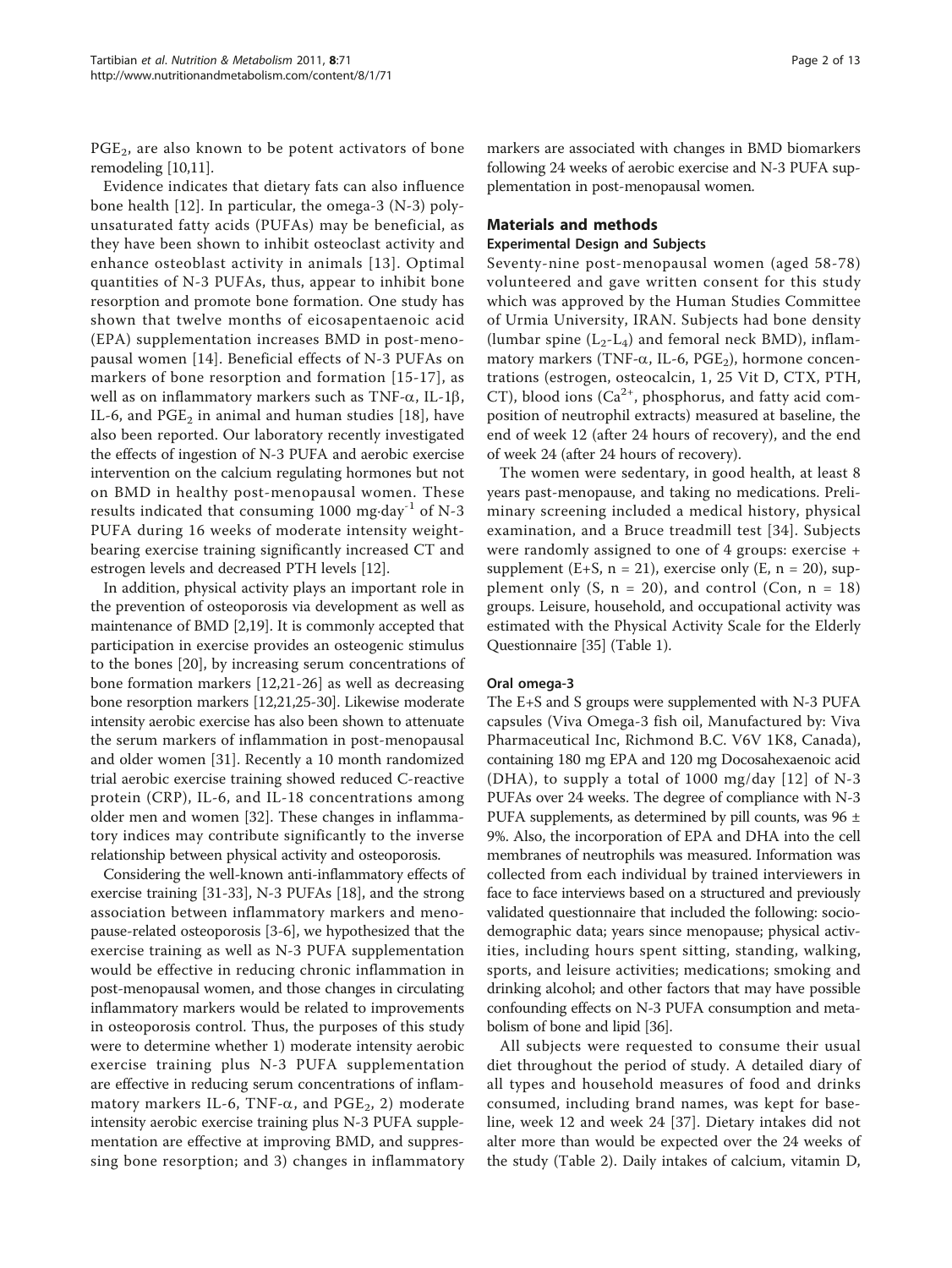$PGE_2$, are also known to be potent activators of bone remodeling [10,11].

Evidence indicates that dietary fats can also influence bone health [12]. In particular, the omega-3 (N-3) polyunsaturated fatty acids (PUFAs) may be beneficial, as they have been shown to inhibit osteoclast activity and enhance osteoblast activity in animals [13]. Optimal quantities of N-3 PUFAs, thus, appear to inhibit bone resorption and promote bone formation. One study has shown that twelve months of eicosapentaenoic acid (EPA) supplementation increases BMD in post-menopausal women [14]. Beneficial effects of N-3 PUFAs on markers of bone resorption and formation [15-17], as well as on inflammatory markers such as TNF-α, IL-1β, IL-6, and $PGE_2$ in animal and human studies [18], have also been reported. Our laboratory recently investigated the effects of ingestion of N-3 PUFA and aerobic exercise intervention on the calcium regulating hormones but not on BMD in healthy post-menopausal women. These results indicated that consuming 1000 $mg \cdot day^{-1}$ of N-3 PUFA during 16 weeks of moderate intensity weight-bearing exercise training significantly increased CT and estrogen levels and decreased PTH levels [12].

In addition, physical activity plays an important role in the prevention of osteoporosis via development as well as maintenance of BMD [2,19]. It is commonly accepted that participation in exercise provides an osteogenic stimulus to the bones [20], by increasing serum concentrations of bone formation markers [12,21-26] as well as decreasing bone resorption markers [12,21,25-30]. Likewise moderate intensity aerobic exercise has also been shown to attenuate the serum markers of inflammation in post-menopausal and older women [31]. Recently a 10 month randomized trial aerobic exercise training showed reduced C-reactive protein (CRP), IL-6, and IL-18 concentrations among older men and women [32]. These changes in inflammatory indices may contribute significantly to the inverse relationship between physical activity and osteoporosis.

Considering the well-known anti-inflammatory effects of exercise training [31-33], N-3 PUFAs [18], and the strong association between inflammatory markers and menopause-related osteoporosis [3-6], we hypothesized that the exercise training as well as N-3 PUFA supplementation would be effective in reducing chronic inflammation in post-menopausal women, and those changes in circulating inflammatory markers would be related to improvements in osteoporosis control. Thus, the purposes of this study were to determine whether 1) moderate intensity aerobic exercise training plus N-3 PUFA supplementation are effective in reducing serum concentrations of inflammatory markers IL-6, TNF-α, and $PGE_2$, 2) moderate intensity aerobic exercise training plus N-3 PUFA supplementation are effective at improving BMD, and suppressing bone resorption; and 3) changes in inflammatory markers are associated with changes in BMD biomarkers following 24 weeks of aerobic exercise and N-3 PUFA supplementation in post-menopausal women.

## Materials and methods

### Experimental Design and Subjects

Seventy-nine post-menopausal women (aged 58-78) volunteered and gave written consent for this study which was approved by the Human Studies Committee of Urmia University, IRAN. Subjects had bone density (lumbar spine ($L_2$-$L_4$) and femoral neck BMD), inflammatory markers (TNF-α, IL-6, $PGE_2$), hormone concentrations (estrogen, osteocalcin, 1, 25 Vit D, CTX, PTH, CT), blood ions ($Ca^{2+}$, phosphorus, and fatty acid composition of neutrophil extracts) measured at baseline, the end of week 12 (after 24 hours of recovery), and the end of week 24 (after 24 hours of recovery).

The women were sedentary, in good health, at least 8 years past-menopause, and taking no medications. Preliminary screening included a medical history, physical examination, and a Bruce treadmill test [34]. Subjects were randomly assigned to one of 4 groups: exercise + supplement (E+S, n = 21), exercise only (E, n = 20), supplement only (S, n = 20), and control (Con, n = 18) groups. Leisure, household, and occupational activity was estimated with the Physical Activity Scale for the Elderly Questionnaire [35] (Table 1).

#### Oral omega-3

The E+S and S groups were supplemented with N-3 PUFA capsules (Viva Omega-3 fish oil, Manufactured by: Viva Pharmaceutical Inc, Richmond B.C. V6V 1K8, Canada), containing 180 mg EPA and 120 mg Docosahexaenoic acid (DHA), to supply a total of 1000 mg/day [12] of N-3 PUFAs over 24 weeks. The degree of compliance with N-3 PUFA supplements, as determined by pill counts, was 96 ± 9%. Also, the incorporation of EPA and DHA into the cell membranes of neutrophils was measured. Information was collected from each individual by trained interviewers in face to face interviews based on a structured and previously validated questionnaire that included the following: sociodemographic data; years since menopause; physical activities, including hours spent sitting, standing, walking, sports, and leisure activities; medications; smoking and drinking alcohol; and other factors that may have possible confounding effects on N-3 PUFA consumption and metabolism of bone and lipid [36].

All subjects were requested to consume their usual diet throughout the period of study. A detailed diary of all types and household measures of food and drinks consumed, including brand names, was kept for baseline, week 12 and week 24 [37]. Dietary intakes did not alter more than would be expected over the 24 weeks of the study (Table 2). Daily intakes of calcium, vitamin D,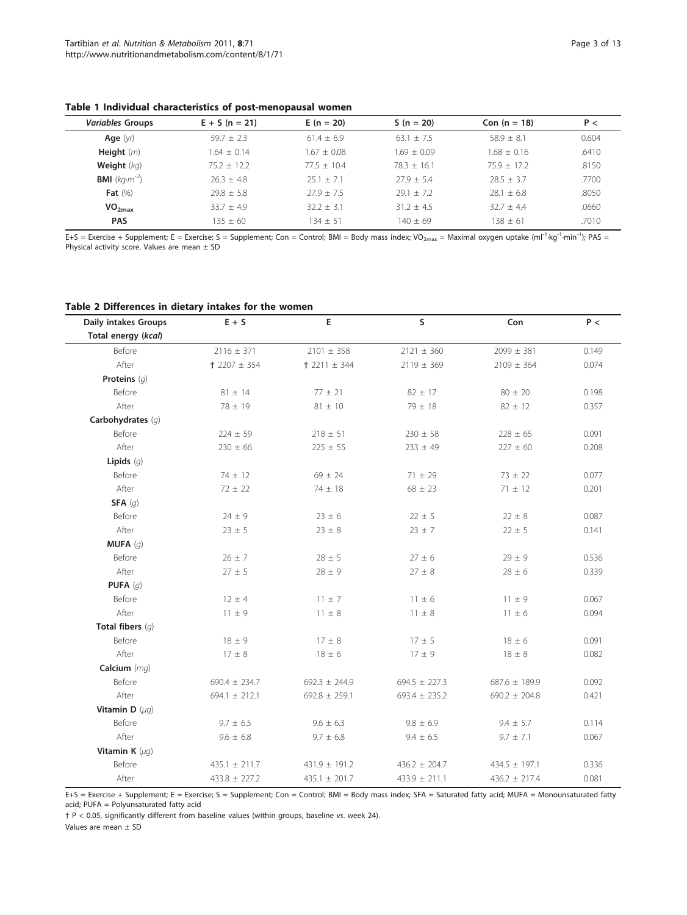**Table 1 Individual characteristics of post-menopausal women**

| *Variables* Groups | E + S (n = 21) | E (n = 20) | S (n = 20) | Con (n = 18) | P < |
|---|---|---|---|---|---|
| **Age** (*yr*) | 59.7 ± 2.3 | 61.4 ± 6.9 | 63.1 ± 7.5 | 58.9 ± 8.1 | 0.604 |
| **Height** (*m*) | 1.64 ± 0.14 | 1.67 ± 0.08 | 1.69 ± 0.09 | 1.68 ± 0.16 | .6410 |
| **Weight** (*kg*) | 75.2 ± 12.2 | 77.5 ± 10.4 | 78.3 ± 16.1 | 75.9 ± 17.2 | .8150 |
| **BMI** ($kg{\cdot}m^{-2}$) | 26.3 ± 4.8 | 25.1 ± 7.1 | 27.9 ± 5.4 | 28.5 ± 3.7 | .7700 |
| **Fat** (%) | 29.8 ± 5.8 | 27.9 ± 7.5 | 29.1 ± 7.2 | 28.1 ± 6.8 | .8050 |
| **$VO_{2max}$** | 33.7 ± 4.9 | 32.2 ± 3.1 | 31.2 ± 4.5 | 32.7 ± 4.4 | .0660 |
| **PAS** | 135 ± 60 | 134 ± 51 | 140 ± 69 | 138 ± 61 | .7010 |

E+S = Exercise + Supplement; E = Exercise; S = Supplement; Con = Control; BMI = Body mass index; $VO_{2max}$ = Maximal oxygen uptake ($ml^{-1}{\cdot}kg^{-1}{\cdot}min^{-1}$); PAS = Physical activity score. Values are mean ± SD

**Table 2 Differences in dietary intakes for the women**

| Daily intakes Groups | E + S | E | S | Con | P < |
|---|---|---|---|---|---|
| **Total energy** (*kcal*) | | | | | |
| Before | 2116 ± 371 | 2101 ± 358 | 2121 ± 360 | 2099 ± 381 | 0.149 |
| After | † 2207 ± 354 | † 2211 ± 344 | 2119 ± 369 | 2109 ± 364 | 0.074 |
| **Proteins** (*g*) | | | | | |
| Before | 81 ± 14 | 77 ± 21 | 82 ± 17 | 80 ± 20 | 0.198 |
| After | 78 ± 19 | 81 ± 10 | 79 ± 18 | 82 ± 12 | 0.357 |
| **Carbohydrates** (*g*) | | | | | |
| Before | 224 ± 59 | 218 ± 51 | 230 ± 58 | 228 ± 65 | 0.091 |
| After | 230 ± 66 | 225 ± 55 | 233 ± 49 | 227 ± 60 | 0.208 |
| **Lipids** (*g*) | | | | | |
| Before | 74 ± 12 | 69 ± 24 | 71 ± 29 | 73 ± 22 | 0.077 |
| After | 72 ± 22 | 74 ± 18 | 68 ± 23 | 71 ± 12 | 0.201 |
| **SFA** (*g*) | | | | | |
| Before | 24 ± 9 | 23 ± 6 | 22 ± 5 | 22 ± 8 | 0.087 |
| After | 23 ± 5 | 23 ± 8 | 23 ± 7 | 22 ± 5 | 0.141 |
| **MUFA** (*g*) | | | | | |
| Before | 26 ± 7 | 28 ± 5 | 27 ± 6 | 29 ± 9 | 0.536 |
| After | 27 ± 5 | 28 ± 9 | 27 ± 8 | 28 ± 6 | 0.339 |
| **PUFA** (*g*) | | | | | |
| Before | 12 ± 4 | 11 ± 7 | 11 ± 6 | 11 ± 9 | 0.067 |
| After | 11 ± 9 | 11 ± 8 | 11 ± 8 | 11 ± 6 | 0.094 |
| **Total fibers** (*g*) | | | | | |
| Before | 18 ± 9 | 17 ± 8 | 17 ± 5 | 18 ± 6 | 0.091 |
| After | 17 ± 8 | 18 ± 6 | 17 ± 9 | 18 ± 8 | 0.082 |
| **Calcium** (*mg*) | | | | | |
| Before | 690.4 ± 234.7 | 692.3 ± 244.9 | 694.5 ± 227.3 | 687.6 ± 189.9 | 0.092 |
| After | 694.1 ± 212.1 | 692.8 ± 259.1 | 693.4 ± 235.2 | 690.2 ± 204.8 | 0.421 |
| **Vitamin D** (*µg*) | | | | | |
| Before | 9.7 ± 6.5 | 9.6 ± 6.3 | 9.8 ± 6.9 | 9.4 ± 5.7 | 0.114 |
| After | 9.6 ± 6.8 | 9.7 ± 6.8 | 9.4 ± 6.5 | 9.7 ± 7.1 | 0.067 |
| **Vitamin K** (*µg*) | | | | | |
| Before | 435.1 ± 211.7 | 431.9 ± 191.2 | 436.2 ± 204.7 | 434.5 ± 197.1 | 0.336 |
| After | 433.8 ± 227.2 | 435.1 ± 201.7 | 433.9 ± 211.1 | 436.2 ± 217.4 | 0.081 |

E+S = Exercise + Supplement; E = Exercise; S = Supplement; Con = Control; BMI = Body mass index; SFA = Saturated fatty acid; MUFA = Monounsaturated fatty acid; PUFA = Polyunsaturated fatty acid

† $P < 0.05$, significantly different from baseline values (within groups, baseline *vs.* week 24).

Values are mean ± SD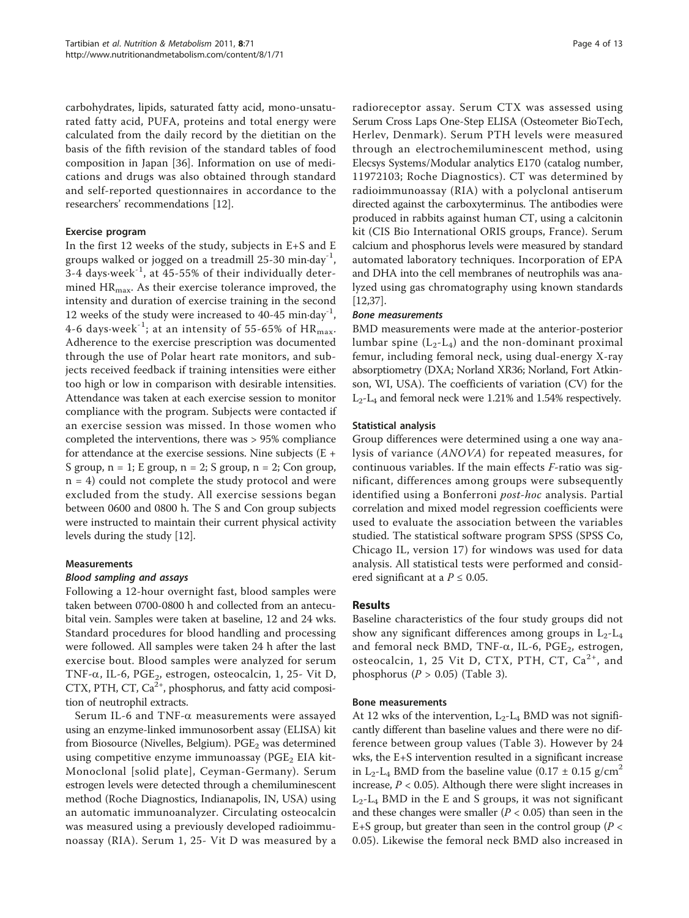carbohydrates, lipids, saturated fatty acid, mono-unsaturated fatty acid, PUFA, proteins and total energy were calculated from the daily record by the dietitian on the basis of the fifth revision of the standard tables of food composition in Japan [36]. Information on use of medications and drugs was also obtained through standard and self-reported questionnaires in accordance to the researchers' recommendations [12].

### Exercise program

In the first 12 weeks of the study, subjects in E+S and E groups walked or jogged on a treadmill 25-30 min·day$^{-1}$, 3-4 days·week$^{-1}$, at 45-55% of their individually determined $HR_{max}$. As their exercise tolerance improved, the intensity and duration of exercise training in the second 12 weeks of the study were increased to 40-45 min·day$^{-1}$, 4-6 days·week$^{-1}$; at an intensity of 55-65% of $HR_{max}$. Adherence to the exercise prescription was documented through the use of Polar heart rate monitors, and subjects received feedback if training intensities were either too high or low in comparison with desirable intensities. Attendance was taken at each exercise session to monitor compliance with the program. Subjects were contacted if an exercise session was missed. In those women who completed the interventions, there was > 95% compliance for attendance at the exercise sessions. Nine subjects (E + S group, n = 1; E group, n = 2; S group, n = 2; Con group, n = 4) could not complete the study protocol and were excluded from the study. All exercise sessions began between 0600 and 0800 h. The S and Con group subjects were instructed to maintain their current physical activity levels during the study [12].

### Measurements

#### *Blood sampling and assays*

Following a 12-hour overnight fast, blood samples were taken between 0700-0800 h and collected from an antecubital vein. Samples were taken at baseline, 12 and 24 wks. Standard procedures for blood handling and processing were followed. All samples were taken 24 h after the last exercise bout. Blood samples were analyzed for serum TNF-α, IL-6, $PGE_2$, estrogen, osteocalcin, 1, 25- Vit D, CTX, PTH, CT, $Ca^{2+}$, phosphorus, and fatty acid composition of neutrophil extracts.

Serum IL-6 and TNF-α measurements were assayed using an enzyme-linked immunosorbent assay (ELISA) kit from Biosource (Nivelles, Belgium). $PGE_2$ was determined using competitive enzyme immunoassay ($PGE_2$ EIA kit-Monoclonal [solid plate], Ceyman-Germany). Serum estrogen levels were detected through a chemiluminescent method (Roche Diagnostics, Indianapolis, IN, USA) using an automatic immunoanalyzer. Circulating osteocalcin was measured using a previously developed radioimmunoassay (RIA). Serum 1, 25- Vit D was measured by a radioreceptor assay. Serum CTX was assessed using Serum Cross Laps One-Step ELISA (Osteometer BioTech, Herlev, Denmark). Serum PTH levels were measured through an electrochemiluminescent method, using Elecsys Systems/Modular analytics E170 (catalog number, 11972103; Roche Diagnostics). CT was determined by radioimmunoassay (RIA) with a polyclonal antiserum directed against the carboxyterminus. The antibodies were produced in rabbits against human CT, using a calcitonin kit (CIS Bio International ORIS groups, France). Serum calcium and phosphorus levels were measured by standard automated laboratory techniques. Incorporation of EPA and DHA into the cell membranes of neutrophils was analyzed using gas chromatography using known standards [12,37].

#### *Bone measurements*

BMD measurements were made at the anterior-posterior lumbar spine ($L_2$-$L_4$) and the non-dominant proximal femur, including femoral neck, using dual-energy X-ray absorptiometry (DXA; Norland XR36; Norland, Fort Atkinson, WI, USA). The coefficients of variation (CV) for the $L_2$-$L_4$ and femoral neck were 1.21% and 1.54% respectively.

### Statistical analysis

Group differences were determined using a one way analysis of variance (*ANOVA*) for repeated measures, for continuous variables. If the main effects *F*-ratio was significant, differences among groups were subsequently identified using a Bonferroni *post-hoc* analysis. Partial correlation and mixed model regression coefficients were used to evaluate the association between the variables studied. The statistical software program SPSS (SPSS Co, Chicago IL, version 17) for windows was used for data analysis. All statistical tests were performed and considered significant at a $P \leq 0.05$.

## Results

Baseline characteristics of the four study groups did not show any significant differences among groups in $L_2$-$L_4$ and femoral neck BMD, TNF-α, IL-6, $PGE_2$, estrogen, osteocalcin, 1, 25 Vit D, CTX, PTH, CT, $Ca^{2+}$, and phosphorus ($P > 0.05$) (Table 3).

### Bone measurements

At 12 wks of the intervention, $L_2$-$L_4$ BMD was not significantly different than baseline values and there were no difference between group values (Table 3). However by 24 wks, the E+S intervention resulted in a significant increase in $L_2$-$L_4$ BMD from the baseline value (0.17 ± 0.15 g/cm$^2$ increase, $P < 0.05$). Although there were slight increases in $L_2$-$L_4$ BMD in the E and S groups, it was not significant and these changes were smaller ($P < 0.05$) than seen in the E+S group, but greater than seen in the control group ($P < 0.05$). Likewise the femoral neck BMD also increased in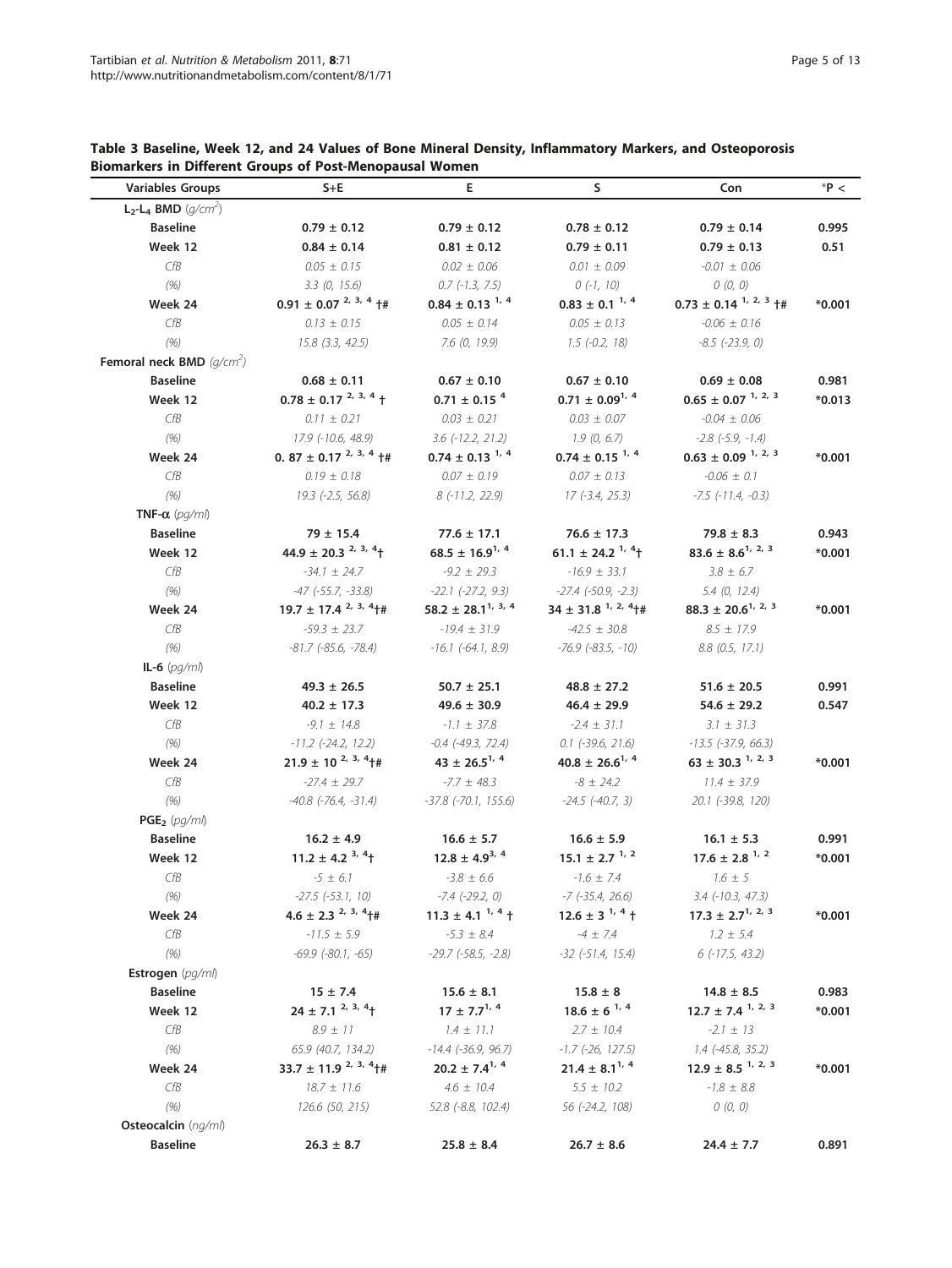**Table 3 Baseline, Week 12, and 24 Values of Bone Mineral Density, Inflammatory Markers, and Osteoporosis Biomarkers in Different Groups of Post-Menopausal Women**

| Variables Groups | S+E | E | S | Con | *P < |
|---|---|---|---|---|---|
| **$L_2$-$L_4$ BMD** *($g/cm^2$)* | | | | | |
| **Baseline** | **0.79 ± 0.12** | **0.79 ± 0.12** | **0.78 ± 0.12** | **0.79 ± 0.14** | **0.995** |
| **Week 12** | **0.84 ± 0.14** | **0.81 ± 0.12** | **0.79 ± 0.11** | **0.79 ± 0.13** | **0.51** |
| *CfB* | *0.05 ± 0.15* | *0.02 ± 0.06* | *0.01 ± 0.09* | *-0.01 ± 0.06* | |
| *(%)* | *3.3 (0, 15.6)* | *0.7 (-1.3, 7.5)* | *0 (-1, 10)* | *0 (0, 0)* | |
| **Week 24** | **0.91 ± 0.07 [2, 3, 4] †#** | **0.84 ± 0.13 [1, 4]** | **0.83 ± 0.1 [1, 4]** | **0.73 ± 0.14 [1, 2, 3] †#** | **\*0.001** |
| *CfB* | *0.13 ± 0.15* | *0.05 ± 0.14* | *0.05 ± 0.13* | *-0.06 ± 0.16* | |
| *(%)* | *15.8 (3.3, 42.5)* | *7.6 (0, 19.9)* | *1.5 (-0.2, 18)* | *-8.5 (-23.9, 0)* | |
| **Femoral neck BMD** *($g/cm^2$)* | | | | | |
| **Baseline** | **0.68 ± 0.11** | **0.67 ± 0.10** | **0.67 ± 0.10** | **0.69 ± 0.08** | **0.981** |
| **Week 12** | **0.78 ± 0.17 [2, 3, 4] †** | **0.71 ± 0.15 [4]** | **0.71 ± 0.09 [1, 4]** | **0.65 ± 0.07 [1, 2, 3]** | **\*0.013** |
| *CfB* | *0.11 ± 0.21* | *0.03 ± 0.21* | *0.03 ± 0.07* | *-0.04 ± 0.06* | |
| *(%)* | *17.9 (-10.6, 48.9)* | *3.6 (-12.2, 21.2)* | *1.9 (0, 6.7)* | *-2.8 (-5.9, -1.4)* | |
| **Week 24** | **0. 87 ± 0.17 [2, 3, 4] †#** | **0.74 ± 0.13 [1, 4]** | **0.74 ± 0.15 [1, 4]** | **0.63 ± 0.09 [1, 2, 3]** | **\*0.001** |
| *CfB* | *0.19 ± 0.18* | *0.07 ± 0.19* | *0.07 ± 0.13* | *-0.06 ± 0.1* | |
| *(%)* | *19.3 (-2.5, 56.8)* | *8 (-11.2, 22.9)* | *17 (-3.4, 25.3)* | *-7.5 (-11.4, -0.3)* | |
| **TNF-α** *(pg/ml)* | | | | | |
| **Baseline** | **79 ± 15.4** | **77.6 ± 17.1** | **76.6 ± 17.3** | **79.8 ± 8.3** | **0.943** |
| **Week 12** | **44.9 ± 20.3 [2, 3, 4] †** | **68.5 ± 16.9 [1, 4]** | **61.1 ± 24.2 [1, 4] †** | **83.6 ± 8.6 [1, 2, 3]** | **\*0.001** |
| *CfB* | *-34.1 ± 24.7* | *-9.2 ± 29.3* | *-16.9 ± 33.1* | *3.8 ± 6.7* | |
| *(%)* | *-47 (-55.7, -33.8)* | *-22.1 (-27.2, 9.3)* | *-27.4 (-50.9, -2.3)* | *5.4 (0, 12.4)* | |
| **Week 24** | **19.7 ± 17.4 [2, 3, 4] †#** | **58.2 ± 28.1 [1, 3, 4]** | **34 ± 31.8 [1, 2, 4] †#** | **88.3 ± 20.6 [1, 2, 3]** | **\*0.001** |
| *CfB* | *-59.3 ± 23.7* | *-19.4 ± 31.9* | *-42.5 ± 30.8* | *8.5 ± 17.9* | |
| *(%)* | *-81.7 (-85.6, -78.4)* | *-16.1 (-64.1, 8.9)* | *-76.9 (-83.5, -10)* | *8.8 (0.5, 17.1)* | |
| **IL-6** *(pg/ml)* | | | | | |
| **Baseline** | **49.3 ± 26.5** | **50.7 ± 25.1** | **48.8 ± 27.2** | **51.6 ± 20.5** | **0.991** |
| **Week 12** | **40.2 ± 17.3** | **49.6 ± 30.9** | **46.4 ± 29.9** | **54.6 ± 29.2** | **0.547** |
| *CfB* | *-9.1 ± 14.8* | *-1.1 ± 37.8* | *-2.4 ± 31.1* | *3.1 ± 31.3* | |
| *(%)* | *-11.2 (-24.2, 12.2)* | *-0.4 (-49.3, 72.4)* | *0.1 (-39.6, 21.6)* | *-13.5 (-37.9, 66.3)* | |
| **Week 24** | **21.9 ± 10 [2, 3, 4] †#** | **43 ± 26.5 [1, 4]** | **40.8 ± 26.6 [1, 4]** | **63 ± 30.3 [1, 2, 3]** | **\*0.001** |
| *CfB* | *-27.4 ± 29.7* | *-7.7 ± 48.3* | *-8 ± 24.2* | *11.4 ± 37.9* | |
| *(%)* | *-40.8 (-76.4, -31.4)* | *-37.8 (-70.1, 155.6)* | *-24.5 (-40.7, 3)* | *20.1 (-39.8, 120)* | |
| **$PGE_2$** *(pg/ml)* | | | | | |
| **Baseline** | **16.2 ± 4.9** | **16.6 ± 5.7** | **16.6 ± 5.9** | **16.1 ± 5.3** | **0.991** |
| **Week 12** | **11.2 ± 4.2 [3, 4] †** | **12.8 ± 4.9 [3, 4]** | **15.1 ± 2.7 [1, 2]** | **17.6 ± 2.8 [1, 2]** | **\*0.001** |
| *CfB* | *-5 ± 6.1* | *-3.8 ± 6.6* | *-1.6 ± 7.4* | *1.6 ± 5* | |
| *(%)* | *-27.5 (-53.1, 10)* | *-7.4 (-29.2, 0)* | *-7 (-35.4, 26.6)* | *3.4 (-10.3, 47.3)* | |
| **Week 24** | **4.6 ± 2.3 [2, 3, 4] †#** | **11.3 ± 4.1 [1, 4] †** | **12.6 ± 3 [1, 4] †** | **17.3 ± 2.7 [1, 2, 3]** | **\*0.001** |
| *CfB* | *-11.5 ± 5.9* | *-5.3 ± 8.4* | *-4 ± 7.4* | *1.2 ± 5.4* | |
| *(%)* | *-69.9 (-80.1, -65)* | *-29.7 (-58.5, -2.8)* | *-32 (-51.4, 15.4)* | *6 (-17.5, 43.2)* | |
| **Estrogen** *(pg/ml)* | | | | | |
| **Baseline** | **15 ± 7.4** | **15.6 ± 8.1** | **15.8 ± 8** | **14.8 ± 8.5** | **0.983** |
| **Week 12** | **24 ± 7.1 [2, 3, 4] †** | **17 ± 7.7 [1, 4]** | **18.6 ± 6 [1, 4]** | **12.7 ± 7.4 [1, 2, 3]** | **\*0.001** |
| *CfB* | *8.9 ± 11* | *1.4 ± 11.1* | *2.7 ± 10.4* | *-2.1 ± 13* | |
| *(%)* | *65.9 (40.7, 134.2)* | *-14.4 (-36.9, 96.7)* | *-1.7 (-26, 127.5)* | *1.4 (-45.8, 35.2)* | |
| **Week 24** | **33.7 ± 11.9 [2, 3, 4] †#** | **20.2 ± 7.4 [1, 4]** | **21.4 ± 8.1 [1, 4]** | **12.9 ± 8.5 [1, 2, 3]** | **\*0.001** |
| *CfB* | *18.7 ± 11.6* | *4.6 ± 10.4* | *5.5 ± 10.2* | *-1.8 ± 8.8* | |
| *(%)* | *126.6 (50, 215)* | *52.8 (-8.8, 102.4)* | *56 (-24.2, 108)* | *0 (0, 0)* | |
| **Osteocalcin** *(ng/ml)* | | | | | |
| **Baseline** | **26.3 ± 8.7** | **25.8 ± 8.4** | **26.7 ± 8.6** | **24.4 ± 7.7** | **0.891** |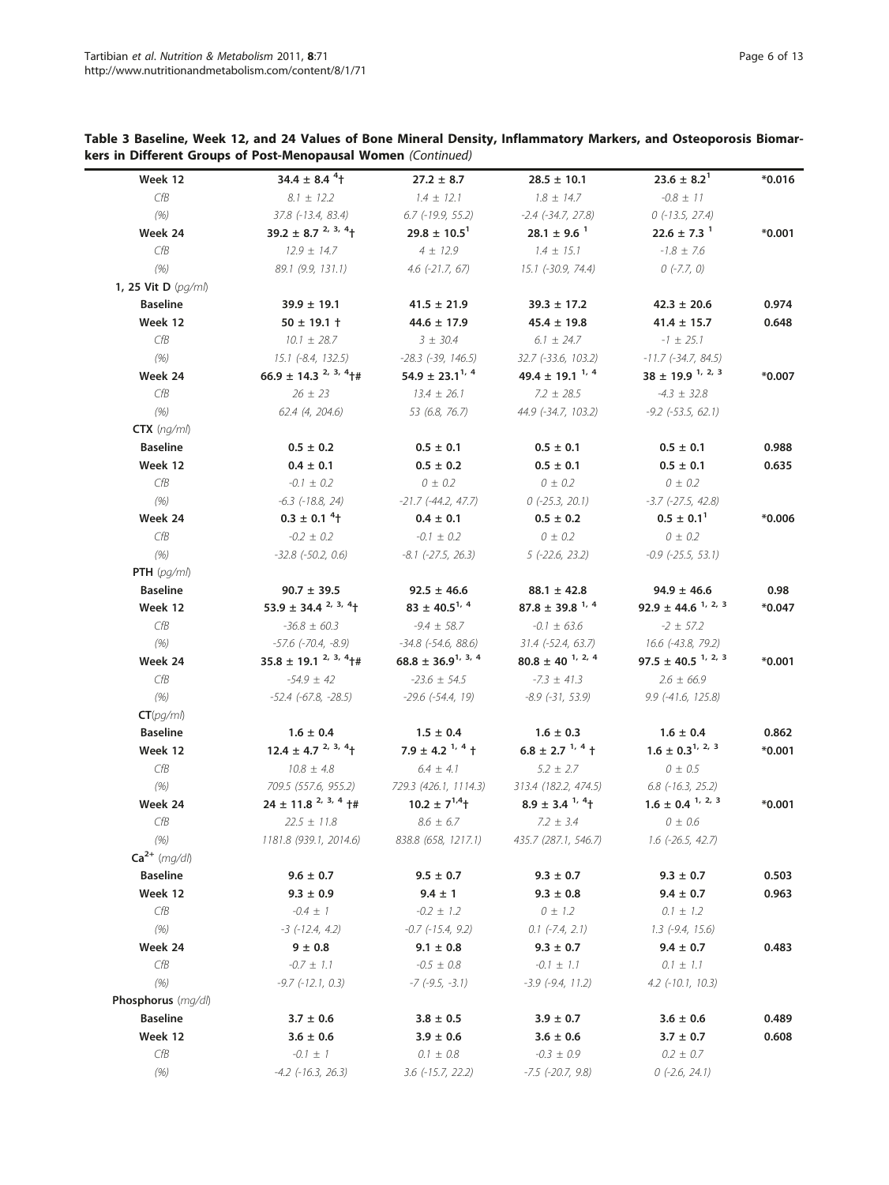**Table 3 Baseline, Week 12, and 24 Values of Bone Mineral Density, Inflammatory Markers, and Osteoporosis Biomarkers in Different Groups of Post-Menopausal Women** *(Continued)*

| | | | | | |
|---|---|---|---|---|---|
| **Week 12** | **34.4 ± 8.4 [4]†** | **27.2 ± 8.7** | **28.5 ± 10.1** | **23.6 ± 8.2[1]** | **\*0.016** |
| *CfB* | *8.1 ± 12.2* | *1.4 ± 12.1* | *1.8 ± 14.7* | *-0.8 ± 11* | |
| *(%)* | *37.8 (-13.4, 83.4)* | *6.7 (-19.9, 55.2)* | *-2.4 (-34.7, 27.8)* | *0 (-13.5, 27.4)* | |
| **Week 24** | **39.2 ± 8.7 [2, 3, 4]†** | **29.8 ± 10.5[1]** | **28.1 ± 9.6 [1]** | **22.6 ± 7.3 [1]** | **\*0.001** |
| *CfB* | *12.9 ± 14.7* | *4 ± 12.9* | *1.4 ± 15.1* | *-1.8 ± 7.6* | |
| *(%)* | *89.1 (9.9, 131.1)* | *4.6 (-21.7, 67)* | *15.1 (-30.9, 74.4)* | *0 (-7.7, 0)* | |
| **1, 25 Vit D** *(pg/ml)* | | | | | |
| **Baseline** | **39.9 ± 19.1** | **41.5 ± 21.9** | **39.3 ± 17.2** | **42.3 ± 20.6** | **0.974** |
| **Week 12** | **50 ± 19.1 †** | **44.6 ± 17.9** | **45.4 ± 19.8** | **41.4 ± 15.7** | **0.648** |
| *CfB* | *10.1 ± 28.7* | *3 ± 30.4* | *6.1 ± 24.7* | *-1 ± 25.1* | |
| *(%)* | *15.1 (-8.4, 132.5)* | *-28.3 (-39, 146.5)* | *32.7 (-33.6, 103.2)* | *-11.7 (-34.7, 84.5)* | |
| **Week 24** | **66.9 ± 14.3 [2, 3, 4]†#** | **54.9 ± 23.1[1, 4]** | **49.4 ± 19.1 [1, 4]** | **38 ± 19.9 [1, 2, 3]** | **\*0.007** |
| *CfB* | *26 ± 23* | *13.4 ± 26.1* | *7.2 ± 28.5* | *-4.3 ± 32.8* | |
| *(%)* | *62.4 (4, 204.6)* | *53 (6.8, 76.7)* | *44.9 (-34.7, 103.2)* | *-9.2 (-53.5, 62.1)* | |
| **CTX** *(ng/ml)* | | | | | |
| **Baseline** | **0.5 ± 0.2** | **0.5 ± 0.1** | **0.5 ± 0.1** | **0.5 ± 0.1** | **0.988** |
| **Week 12** | **0.4 ± 0.1** | **0.5 ± 0.2** | **0.5 ± 0.1** | **0.5 ± 0.1** | **0.635** |
| *CfB* | *-0.1 ± 0.2* | *0 ± 0.2* | *0 ± 0.2* | *0 ± 0.2* | |
| *(%)* | *-6.3 (-18.8, 24)* | *-21.7 (-44.2, 47.7)* | *0 (-25.3, 20.1)* | *-3.7 (-27.5, 42.8)* | |
| **Week 24** | **0.3 ± 0.1 [4]†** | **0.4 ± 0.1** | **0.5 ± 0.2** | **0.5 ± 0.1[1]** | **\*0.006** |
| *CfB* | *-0.2 ± 0.2* | *-0.1 ± 0.2* | *0 ± 0.2* | *0 ± 0.2* | |
| *(%)* | *-32.8 (-50.2, 0.6)* | *-8.1 (-27.5, 26.3)* | *5 (-22.6, 23.2)* | *-0.9 (-25.5, 53.1)* | |
| **PTH** *(pg/ml)* | | | | | |
| **Baseline** | **90.7 ± 39.5** | **92.5 ± 46.6** | **88.1 ± 42.8** | **94.9 ± 46.6** | **0.98** |
| **Week 12** | **53.9 ± 34.4 [2, 3, 4]†** | **83 ± 40.5[1, 4]** | **87.8 ± 39.8 [1, 4]** | **92.9 ± 44.6 [1, 2, 3]** | **\*0.047** |
| *CfB* | *-36.8 ± 60.3* | *-9.4 ± 58.7* | *-0.1 ± 63.6* | *-2 ± 57.2* | |
| *(%)* | *-57.6 (-70.4, -8.9)* | *-34.8 (-54.6, 88.6)* | *31.4 (-52.4, 63.7)* | *16.6 (-43.8, 79.2)* | |
| **Week 24** | **35.8 ± 19.1 [2, 3, 4]†#** | **68.8 ± 36.9[1, 3, 4]** | **80.8 ± 40 [1, 2, 4]** | **97.5 ± 40.5 [1, 2, 3]** | **\*0.001** |
| *CfB* | *-54.9 ± 42* | *-23.6 ± 54.5* | *-7.3 ± 41.3* | *2.6 ± 66.9* | |
| *(%)* | *-52.4 (-67.8, -28.5)* | *-29.6 (-54.4, 19)* | *-8.9 (-31, 53.9)* | *9.9 (-41.6, 125.8)* | |
| **CT***(pg/ml)* | | | | | |
| **Baseline** | **1.6 ± 0.4** | **1.5 ± 0.4** | **1.6 ± 0.3** | **1.6 ± 0.4** | **0.862** |
| **Week 12** | **12.4 ± 4.7 [2, 3, 4]†** | **7.9 ± 4.2 [1, 4] †** | **6.8 ± 2.7 [1, 4] †** | **1.6 ± 0.3[1, 2, 3]** | **\*0.001** |
| *CfB* | *10.8 ± 4.8* | *6.4 ± 4.1* | *5.2 ± 2.7* | *0 ± 0.5* | |
| *(%)* | *709.5 (557.6, 955.2)* | *729.3 (426.1, 1114.3)* | *313.4 (182.2, 474.5)* | *6.8 (-16.3, 25.2)* | |
| **Week 24** | **24 ± 11.8 [2, 3, 4] †#** | **10.2 ± 7[1,4]†** | **8.9 ± 3.4 [1, 4]†** | **1.6 ± 0.4 [1, 2, 3]** | **\*0.001** |
| *CfB* | *22.5 ± 11.8* | *8.6 ± 6.7* | *7.2 ± 3.4* | *0 ± 0.6* | |
| *(%)* | *1181.8 (939.1, 2014.6)* | *838.8 (658, 1217.1)* | *435.7 (287.1, 546.7)* | *1.6 (-26.5, 42.7)* | |
| **$Ca^{2+}$** *(mg/dl)* | | | | | |
| **Baseline** | **9.6 ± 0.7** | **9.5 ± 0.7** | **9.3 ± 0.7** | **9.3 ± 0.7** | **0.503** |
| **Week 12** | **9.3 ± 0.9** | **9.4 ± 1** | **9.3 ± 0.8** | **9.4 ± 0.7** | **0.963** |
| *CfB* | *-0.4 ± 1* | *-0.2 ± 1.2* | *0 ± 1.2* | *0.1 ± 1.2* | |
| *(%)* | *-3 (-12.4, 4.2)* | *-0.7 (-15.4, 9.2)* | *0.1 (-7.4, 2.1)* | *1.3 (-9.4, 15.6)* | |
| **Week 24** | **9 ± 0.8** | **9.1 ± 0.8** | **9.3 ± 0.7** | **9.4 ± 0.7** | **0.483** |
| *CfB* | *-0.7 ± 1.1* | *-0.5 ± 0.8* | *-0.1 ± 1.1* | *0.1 ± 1.1* | |
| *(%)* | *-9.7 (-12.1, 0.3)* | *-7 (-9.5, -3.1)* | *-3.9 (-9.4, 11.2)* | *4.2 (-10.1, 10.3)* | |
| **Phosphorus** *(mg/dl)* | | | | | |
| **Baseline** | **3.7 ± 0.6** | **3.8 ± 0.5** | **3.9 ± 0.7** | **3.6 ± 0.6** | **0.489** |
| **Week 12** | **3.6 ± 0.6** | **3.9 ± 0.6** | **3.6 ± 0.6** | **3.7 ± 0.7** | **0.608** |
| *CfB* | *-0.1 ± 1* | *0.1 ± 0.8* | *-0.3 ± 0.9* | *0.2 ± 0.7* | |
| *(%)* | *-4.2 (-16.3, 26.3)* | *3.6 (-15.7, 22.2)* | *-7.5 (-20.7, 9.8)* | *0 (-2.6, 24.1)* | |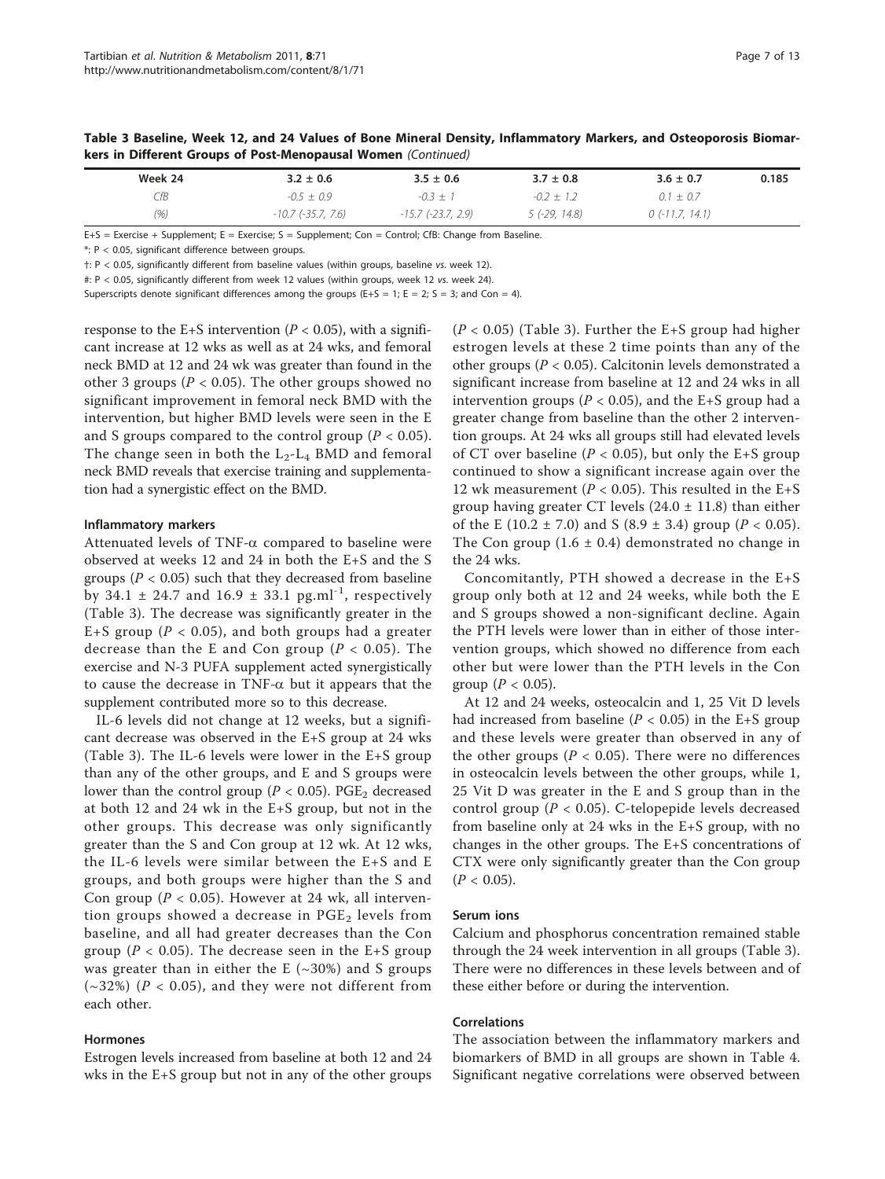**Table 3 Baseline, Week 12, and 24 Values of Bone Mineral Density, Inflammatory Markers, and Osteoporosis Biomarkers in Different Groups of Post-Menopausal Women** *(Continued)*

| | | | | | |
|---|---|---|---|---|---|
| Week 24 | 3.2 ± 0.6 | 3.5 ± 0.6 | 3.7 ± 0.8 | 3.6 ± 0.7 | 0.185 |
| *CfB* | *-0.5 ± 0.9* | *-0.3 ± 1* | *-0.2 ± 1.2* | *0.1 ± 0.7* | |
| *(%)* | *-10.7 (-35.7, 7.6)* | *-15.7 (-23.7, 2.9)* | *5 (-29, 14.8)* | *0 (-11.7, 14.1)* | |

E+S = Exercise + Supplement; E = Exercise; S = Supplement; Con = Control; CfB: Change from Baseline.

*: P < 0.05, significant difference between groups.

†: P < 0.05, significantly different from baseline values (within groups, baseline *vs.* week 12).

#: P < 0.05, significantly different from week 12 values (within groups, week 12 *vs.* week 24).

Superscripts denote significant differences among the groups (E+S = 1; E = 2; S = 3; and Con = 4).

response to the E+S intervention ($P < 0.05$), with a significant increase at 12 wks as well as at 24 wks, and femoral neck BMD at 12 and 24 wk was greater than found in the other 3 groups ($P < 0.05$). The other groups showed no significant improvement in femoral neck BMD with the intervention, but higher BMD levels were seen in the E and S groups compared to the control group ($P < 0.05$). The change seen in both the $L_2$-$L_4$ BMD and femoral neck BMD reveals that exercise training and supplementation had a synergistic effect on the BMD.

#### Inflammatory markers

Attenuated levels of TNF-$\alpha$ compared to baseline were observed at weeks 12 and 24 in both the E+S and the S groups ($P < 0.05$) such that they decreased from baseline by 34.1 ± 24.7 and 16.9 ± 33.1 $pg.ml^{-1}$, respectively (Table 3). The decrease was significantly greater in the E+S group ($P < 0.05$), and both groups had a greater decrease than the E and Con group ($P < 0.05$). The exercise and N-3 PUFA supplement acted synergistically to cause the decrease in TNF-$\alpha$ but it appears that the supplement contributed more so to this decrease.

IL-6 levels did not change at 12 weeks, but a significant decrease was observed in the E+S group at 24 wks (Table 3). The IL-6 levels were lower in the E+S group than any of the other groups, and E and S groups were lower than the control group ($P < 0.05$). $PGE_2$ decreased at both 12 and 24 wk in the E+S group, but not in the other groups. This decrease was only significantly greater than the S and Con group at 12 wk. At 12 wks, the IL-6 levels were similar between the E+S and E groups, and both groups were higher than the S and Con group ($P < 0.05$). However at 24 wk, all intervention groups showed a decrease in $PGE_2$ levels from baseline, and all had greater decreases than the Con group ($P < 0.05$). The decrease seen in the E+S group was greater than in either the E (~30%) and S groups (~32%) ($P < 0.05$), and they were not different from each other.

#### Hormones

Estrogen levels increased from baseline at both 12 and 24 wks in the E+S group but not in any of the other groups ($P < 0.05$) (Table 3). Further the E+S group had higher estrogen levels at these 2 time points than any of the other groups ($P < 0.05$). Calcitonin levels demonstrated a significant increase from baseline at 12 and 24 wks in all intervention groups ($P < 0.05$), and the E+S group had a greater change from baseline than the other 2 intervention groups. At 24 wks all groups still had elevated levels of CT over baseline ($P < 0.05$), but only the E+S group continued to show a significant increase again over the 12 wk measurement ($P < 0.05$). This resulted in the E+S group having greater CT levels (24.0 ± 11.8) than either of the E (10.2 ± 7.0) and S (8.9 ± 3.4) group ($P < 0.05$). The Con group (1.6 ± 0.4) demonstrated no change in the 24 wks.

Concomitantly, PTH showed a decrease in the E+S group only both at 12 and 24 weeks, while both the E and S groups showed a non-significant decline. Again the PTH levels were lower than in either of those intervention groups, which showed no difference from each other but were lower than the PTH levels in the Con group ($P < 0.05$).

At 12 and 24 weeks, osteocalcin and 1, 25 Vit D levels had increased from baseline ($P < 0.05$) in the E+S group and these levels were greater than observed in any of the other groups ($P < 0.05$). There were no differences in osteocalcin levels between the other groups, while 1, 25 Vit D was greater in the E and S group than in the control group ($P < 0.05$). C-telopepide levels decreased from baseline only at 24 wks in the E+S group, with no changes in the other groups. The E+S concentrations of CTX were only significantly greater than the Con group ($P < 0.05$).

#### Serum ions

Calcium and phosphorus concentration remained stable through the 24 week intervention in all groups (Table 3). There were no differences in these levels between and of these either before or during the intervention.

#### Correlations

The association between the inflammatory markers and biomarkers of BMD in all groups are shown in Table 4. Significant negative correlations were observed between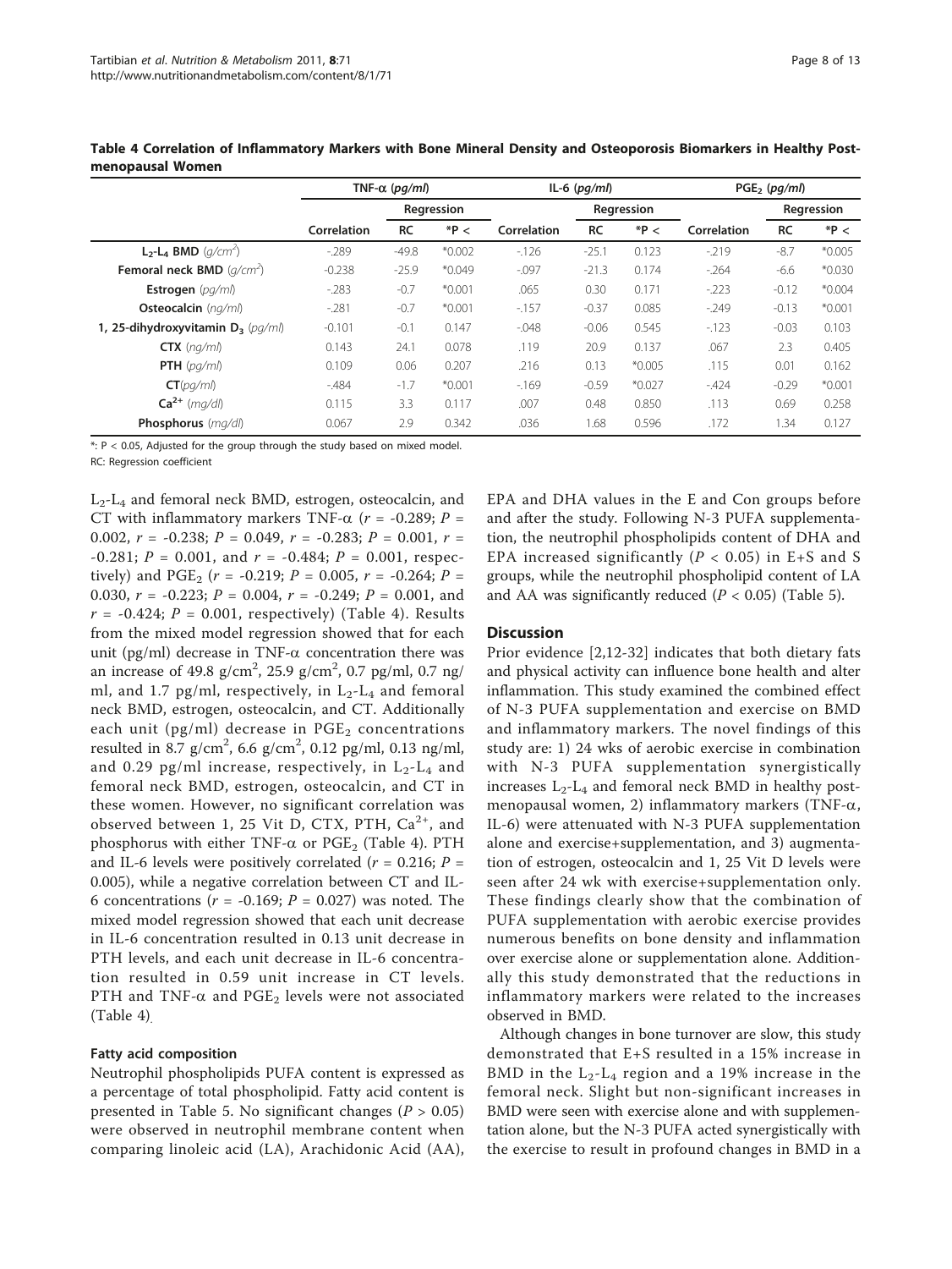**Table 4 Correlation of Inflammatory Markers with Bone Mineral Density and Osteoporosis Biomarkers in Healthy Post-menopausal Women**

| | TNF-α (*pg/ml*) | | | IL-6 (*pg/ml*) | | | $PGE_2$ (*pg/ml*) | | |
|---|---|---|---|---|---|---|---|---|---|
| | | Regression | | | Regression | | | Regression | |
| | Correlation | RC | *P < | Correlation | RC | *P < | Correlation | RC | *P < |
| **$L_2$-$L_4$ BMD** (*$g/cm^2$*) | -.289 | -49.8 | *0.002 | -.126 | -25.1 | 0.123 | -.219 | -8.7 | *0.005 |
| **Femoral neck BMD** (*$g/cm^2$*) | -0.238 | -25.9 | *0.049 | -.097 | -21.3 | 0.174 | -.264 | -6.6 | *0.030 |
| **Estrogen** (*pg/ml*) | -.283 | -0.7 | *0.001 | .065 | 0.30 | 0.171 | -.223 | -0.12 | *0.004 |
| **Osteocalcin** (*ng/ml*) | -.281 | -0.7 | *0.001 | -.157 | -0.37 | 0.085 | -.249 | -0.13 | *0.001 |
| **1, 25-dihydroxyvitamin $D_3$** (*pg/ml*) | -0.101 | -0.1 | 0.147 | -.048 | -0.06 | 0.545 | -.123 | -0.03 | 0.103 |
| **CTX** (*ng/ml*) | 0.143 | 24.1 | 0.078 | .119 | 20.9 | 0.137 | .067 | 2.3 | 0.405 |
| **PTH** (*pg/ml*) | 0.109 | 0.06 | 0.207 | .216 | 0.13 | *0.005 | .115 | 0.01 | 0.162 |
| **CT** (*pg/ml*) | -.484 | -1.7 | *0.001 | -.169 | -0.59 | *0.027 | -.424 | -0.29 | *0.001 |
| **$Ca^{2+}$** (*mg/dl*) | 0.115 | 3.3 | 0.117 | .007 | 0.48 | 0.850 | .113 | 0.69 | 0.258 |
| **Phosphorus** (*mg/dl*) | 0.067 | 2.9 | 0.342 | .036 | 1.68 | 0.596 | .172 | 1.34 | 0.127 |

*: P < 0.05, Adjusted for the group through the study based on mixed model.

RC: Regression coefficient

$L_2$-$L_4$ and femoral neck BMD, estrogen, osteocalcin, and CT with inflammatory markers TNF-α ($r$ = -0.289; $P$ = 0.002, $r$ = -0.238; $P$ = 0.049, $r$ = -0.283; $P$ = 0.001, $r$ = -0.281; $P$ = 0.001, and $r$ = -0.484; $P$ = 0.001, respectively) and $PGE_2$ ($r$ = -0.219; $P$ = 0.005, $r$ = -0.264; $P$ = 0.030, $r$ = -0.223; $P$ = 0.004, $r$ = -0.249; $P$ = 0.001, and $r$ = -0.424; $P$ = 0.001, respectively) (Table 4). Results from the mixed model regression showed that for each unit (pg/ml) decrease in TNF-α concentration there was an increase of 49.8 $g/cm^2$, 25.9 $g/cm^2$, 0.7 pg/ml, 0.7 ng/ml, and 1.7 pg/ml, respectively, in $L_2$-$L_4$ and femoral neck BMD, estrogen, osteocalcin, and CT. Additionally each unit (pg/ml) decrease in $PGE_2$ concentrations resulted in 8.7 $g/cm^2$, 6.6 $g/cm^2$, 0.12 pg/ml, 0.13 ng/ml, and 0.29 pg/ml increase, respectively, in $L_2$-$L_4$ and femoral neck BMD, estrogen, osteocalcin, and CT in these women. However, no significant correlation was observed between 1, 25 Vit D, CTX, PTH, $Ca^{2+}$, and phosphorus with either TNF-α or $PGE_2$ (Table 4). PTH and IL-6 levels were positively correlated ($r$ = 0.216; $P$ = 0.005), while a negative correlation between CT and IL-6 concentrations ($r$ = -0.169; $P$ = 0.027) was noted. The mixed model regression showed that each unit decrease in IL-6 concentration resulted in 0.13 unit decrease in PTH levels, and each unit decrease in IL-6 concentration resulted in 0.59 unit increase in CT levels. PTH and TNF-α and $PGE_2$ levels were not associated (Table 4).

### Fatty acid composition

Neutrophil phospholipids PUFA content is expressed as a percentage of total phospholipid. Fatty acid content is presented in Table 5. No significant changes ($P$ > 0.05) were observed in neutrophil membrane content when comparing linoleic acid (LA), Arachidonic Acid (AA), EPA and DHA values in the E and Con groups before and after the study. Following N-3 PUFA supplementation, the neutrophil phospholipids content of DHA and EPA increased significantly ($P$ < 0.05) in E+S and S groups, while the neutrophil phospholipid content of LA and AA was significantly reduced ($P$ < 0.05) (Table 5).

## Discussion

Prior evidence [2,12-32] indicates that both dietary fats and physical activity can influence bone health and alter inflammation. This study examined the combined effect of N-3 PUFA supplementation and exercise on BMD and inflammatory markers. The novel findings of this study are: 1) 24 wks of aerobic exercise in combination with N-3 PUFA supplementation synergistically increases $L_2$-$L_4$ and femoral neck BMD in healthy post-menopausal women, 2) inflammatory markers (TNF-α, IL-6) were attenuated with N-3 PUFA supplementation alone and exercise+supplementation, and 3) augmentation of estrogen, osteocalcin and 1, 25 Vit D levels were seen after 24 wk with exercise+supplementation only. These findings clearly show that the combination of PUFA supplementation with aerobic exercise provides numerous benefits on bone density and inflammation over exercise alone or supplementation alone. Additionally this study demonstrated that the reductions in inflammatory markers were related to the increases observed in BMD.

Although changes in bone turnover are slow, this study demonstrated that E+S resulted in a 15% increase in BMD in the $L_2$-$L_4$ region and a 19% increase in the femoral neck. Slight but non-significant increases in BMD were seen with exercise alone and with supplementation alone, but the N-3 PUFA acted synergistically with the exercise to result in profound changes in BMD in a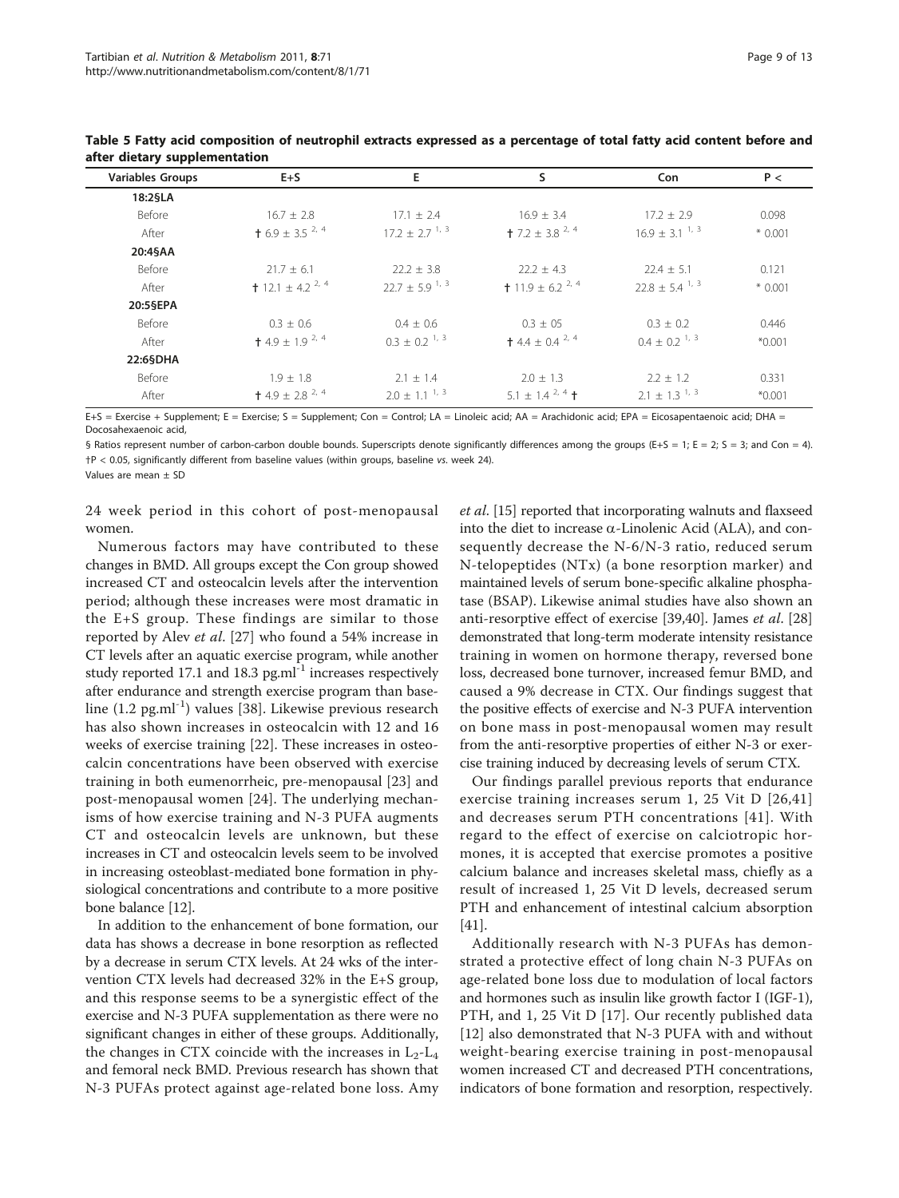**Table 5 Fatty acid composition of neutrophil extracts expressed as a percentage of total fatty acid content before and after dietary supplementation**

| Variables Groups | E+S | E | S | Con | P < |
|---|---|---|---|---|---|
| **18:2§LA** | | | | | |
| Before | 16.7 ± 2.8 | 17.1 ± 2.4 | 16.9 ± 3.4 | 17.2 ± 2.9 | 0.098 |
| After | † 6.9 ± 3.5 [2, 4] | 17.2 ± 2.7 [1, 3] | † 7.2 ± 3.8 [2, 4] | 16.9 ± 3.1 [1, 3] | * 0.001 |
| **20:4§AA** | | | | | |
| Before | 21.7 ± 6.1 | 22.2 ± 3.8 | 22.2 ± 4.3 | 22.4 ± 5.1 | 0.121 |
| After | † 12.1 ± 4.2 [2, 4] | 22.7 ± 5.9 [1, 3] | † 11.9 ± 6.2 [2, 4] | 22.8 ± 5.4 [1, 3] | * 0.001 |
| **20:5§EPA** | | | | | |
| Before | 0.3 ± 0.6 | 0.4 ± 0.6 | 0.3 ± 05 | 0.3 ± 0.2 | 0.446 |
| After | † 4.9 ± 1.9 [2, 4] | 0.3 ± 0.2 [1, 3] | † 4.4 ± 0.4 [2, 4] | 0.4 ± 0.2 [1, 3] | *0.001 |
| **22:6§DHA** | | | | | |
| Before | 1.9 ± 1.8 | 2.1 ± 1.4 | 2.0 ± 1.3 | 2.2 ± 1.2 | 0.331 |
| After | † 4.9 ± 2.8 [2, 4] | 2.0 ± 1.1 [1, 3] | 5.1 ± 1.4 [2, 4] † | 2.1 ± 1.3 [1, 3] | *0.001 |

E+S = Exercise + Supplement; E = Exercise; S = Supplement; Con = Control; LA = Linoleic acid; AA = Arachidonic acid; EPA = Eicosapentaenoic acid; DHA = Docosahexaenoic acid,

§ Ratios represent number of carbon-carbon double bounds. Superscripts denote significantly differences among the groups (E+S = 1; E = 2; S = 3; and Con = 4). †P < 0.05, significantly different from baseline values (within groups, baseline *vs*. week 24).

Values are mean ± SD

24 week period in this cohort of post-menopausal women.

Numerous factors may have contributed to these changes in BMD. All groups except the Con group showed increased CT and osteocalcin levels after the intervention period; although these increases were most dramatic in the E+S group. These findings are similar to those reported by Alev *et al*. [27] who found a 54% increase in CT levels after an aquatic exercise program, while another study reported 17.1 and 18.3 $pg.ml^{-1}$ increases respectively after endurance and strength exercise program than baseline (1.2 $pg.ml^{-1}$) values [38]. Likewise previous research has also shown increases in osteocalcin with 12 and 16 weeks of exercise training [22]. These increases in osteocalcin concentrations have been observed with exercise training in both eumenorrheic, pre-menopausal [23] and post-menopausal women [24]. The underlying mechanisms of how exercise training and N-3 PUFA augments CT and osteocalcin levels are unknown, but these increases in CT and osteocalcin levels seem to be involved in increasing osteoblast-mediated bone formation in physiological concentrations and contribute to a more positive bone balance [12].

In addition to the enhancement of bone formation, our data has shows a decrease in bone resorption as reflected by a decrease in serum CTX levels. At 24 wks of the intervention CTX levels had decreased 32% in the E+S group, and this response seems to be a synergistic effect of the exercise and N-3 PUFA supplementation as there were no significant changes in either of these groups. Additionally, the changes in CTX coincide with the increases in $L_2$-$L_4$ and femoral neck BMD. Previous research has shown that N-3 PUFAs protect against age-related bone loss. Amy *et al*. [15] reported that incorporating walnuts and flaxseed into the diet to increase α-Linolenic Acid (ALA), and consequently decrease the N-6/N-3 ratio, reduced serum N-telopeptides (NTx) (a bone resorption marker) and maintained levels of serum bone-specific alkaline phosphatase (BSAP). Likewise animal studies have also shown an anti-resorptive effect of exercise [39,40]. James *et al*. [28] demonstrated that long-term moderate intensity resistance training in women on hormone therapy, reversed bone loss, decreased bone turnover, increased femur BMD, and caused a 9% decrease in CTX. Our findings suggest that the positive effects of exercise and N-3 PUFA intervention on bone mass in post-menopausal women may result from the anti-resorptive properties of either N-3 or exercise training induced by decreasing levels of serum CTX.

Our findings parallel previous reports that endurance exercise training increases serum 1, 25 Vit D [26,41] and decreases serum PTH concentrations [41]. With regard to the effect of exercise on calciotropic hormones, it is accepted that exercise promotes a positive calcium balance and increases skeletal mass, chiefly as a result of increased 1, 25 Vit D levels, decreased serum PTH and enhancement of intestinal calcium absorption [41].

Additionally research with N-3 PUFAs has demonstrated a protective effect of long chain N-3 PUFAs on age-related bone loss due to modulation of local factors and hormones such as insulin like growth factor I (IGF-1), PTH, and 1, 25 Vit D [17]. Our recently published data [12] also demonstrated that N-3 PUFA with and without weight-bearing exercise training in post-menopausal women increased CT and decreased PTH concentrations, indicators of bone formation and resorption, respectively.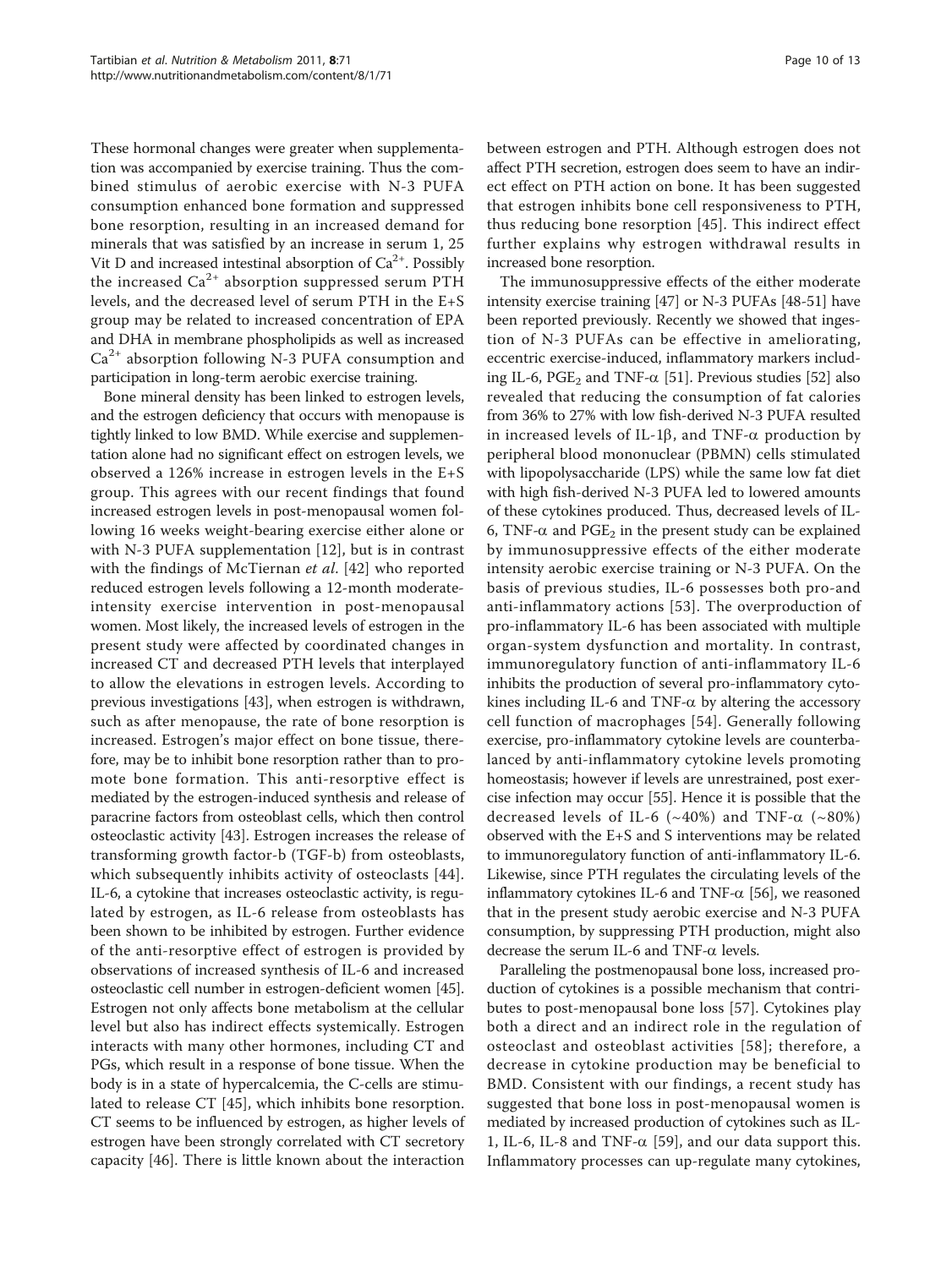These hormonal changes were greater when supplementation was accompanied by exercise training. Thus the combined stimulus of aerobic exercise with N-3 PUFA consumption enhanced bone formation and suppressed bone resorption, resulting in an increased demand for minerals that was satisfied by an increase in serum 1, 25 Vit D and increased intestinal absorption of $Ca^{2+}$. Possibly the increased $Ca^{2+}$ absorption suppressed serum PTH levels, and the decreased level of serum PTH in the E+S group may be related to increased concentration of EPA and DHA in membrane phospholipids as well as increased $Ca^{2+}$ absorption following N-3 PUFA consumption and participation in long-term aerobic exercise training.

Bone mineral density has been linked to estrogen levels, and the estrogen deficiency that occurs with menopause is tightly linked to low BMD. While exercise and supplementation alone had no significant effect on estrogen levels, we observed a 126% increase in estrogen levels in the E+S group. This agrees with our recent findings that found increased estrogen levels in post-menopausal women following 16 weeks weight-bearing exercise either alone or with N-3 PUFA supplementation [12], but is in contrast with the findings of McTiernan *et al.* [42] who reported reduced estrogen levels following a 12-month moderate-intensity exercise intervention in post-menopausal women. Most likely, the increased levels of estrogen in the present study were affected by coordinated changes in increased CT and decreased PTH levels that interplayed to allow the elevations in estrogen levels. According to previous investigations [43], when estrogen is withdrawn, such as after menopause, the rate of bone resorption is increased. Estrogen's major effect on bone tissue, therefore, may be to inhibit bone resorption rather than to promote bone formation. This anti-resorptive effect is mediated by the estrogen-induced synthesis and release of paracrine factors from osteoblast cells, which then control osteoclastic activity [43]. Estrogen increases the release of transforming growth factor-b (TGF-b) from osteoblasts, which subsequently inhibits activity of osteoclasts [44]. IL-6, a cytokine that increases osteoclastic activity, is regulated by estrogen, as IL-6 release from osteoblasts has been shown to be inhibited by estrogen. Further evidence of the anti-resorptive effect of estrogen is provided by observations of increased synthesis of IL-6 and increased osteoclastic cell number in estrogen-deficient women [45]. Estrogen not only affects bone metabolism at the cellular level but also has indirect effects systemically. Estrogen interacts with many other hormones, including CT and PGs, which result in a response of bone tissue. When the body is in a state of hypercalcemia, the C-cells are stimulated to release CT [45], which inhibits bone resorption. CT seems to be influenced by estrogen, as higher levels of estrogen have been strongly correlated with CT secretory capacity [46]. There is little known about the interaction between estrogen and PTH. Although estrogen does not affect PTH secretion, estrogen does seem to have an indirect effect on PTH action on bone. It has been suggested that estrogen inhibits bone cell responsiveness to PTH, thus reducing bone resorption [45]. This indirect effect further explains why estrogen withdrawal results in increased bone resorption.

The immunosuppressive effects of the either moderate intensity exercise training [47] or N-3 PUFAs [48-51] have been reported previously. Recently we showed that ingestion of N-3 PUFAs can be effective in ameliorating, eccentric exercise-induced, inflammatory markers including IL-6, $PGE_2$ and TNF-$\alpha$ [51]. Previous studies [52] also revealed that reducing the consumption of fat calories from 36% to 27% with low fish-derived N-3 PUFA resulted in increased levels of IL-1$\beta$, and TNF-$\alpha$ production by peripheral blood mononuclear (PBMN) cells stimulated with lipopolysaccharide (LPS) while the same low fat diet with high fish-derived N-3 PUFA led to lowered amounts of these cytokines produced. Thus, decreased levels of IL-6, TNF-$\alpha$ and $PGE_2$ in the present study can be explained by immunosuppressive effects of the either moderate intensity aerobic exercise training or N-3 PUFA. On the basis of previous studies, IL-6 possesses both pro-and anti-inflammatory actions [53]. The overproduction of pro-inflammatory IL-6 has been associated with multiple organ-system dysfunction and mortality. In contrast, immunoregulatory function of anti-inflammatory IL-6 inhibits the production of several pro-inflammatory cytokines including IL-6 and TNF-$\alpha$ by altering the accessory cell function of macrophages [54]. Generally following exercise, pro-inflammatory cytokine levels are counterbalanced by anti-inflammatory cytokine levels promoting homeostasis; however if levels are unrestrained, post exercise infection may occur [55]. Hence it is possible that the decreased levels of IL-6 (~40%) and TNF-$\alpha$ (~80%) observed with the E+S and S interventions may be related to immunoregulatory function of anti-inflammatory IL-6. Likewise, since PTH regulates the circulating levels of the inflammatory cytokines IL-6 and TNF-$\alpha$ [56], we reasoned that in the present study aerobic exercise and N-3 PUFA consumption, by suppressing PTH production, might also decrease the serum IL-6 and TNF-$\alpha$ levels.

Paralleling the postmenopausal bone loss, increased production of cytokines is a possible mechanism that contributes to post-menopausal bone loss [57]. Cytokines play both a direct and an indirect role in the regulation of osteoclast and osteoblast activities [58]; therefore, a decrease in cytokine production may be beneficial to BMD. Consistent with our findings, a recent study has suggested that bone loss in post-menopausal women is mediated by increased production of cytokines such as IL-1, IL-6, IL-8 and TNF-$\alpha$ [59], and our data support this. Inflammatory processes can up-regulate many cytokines,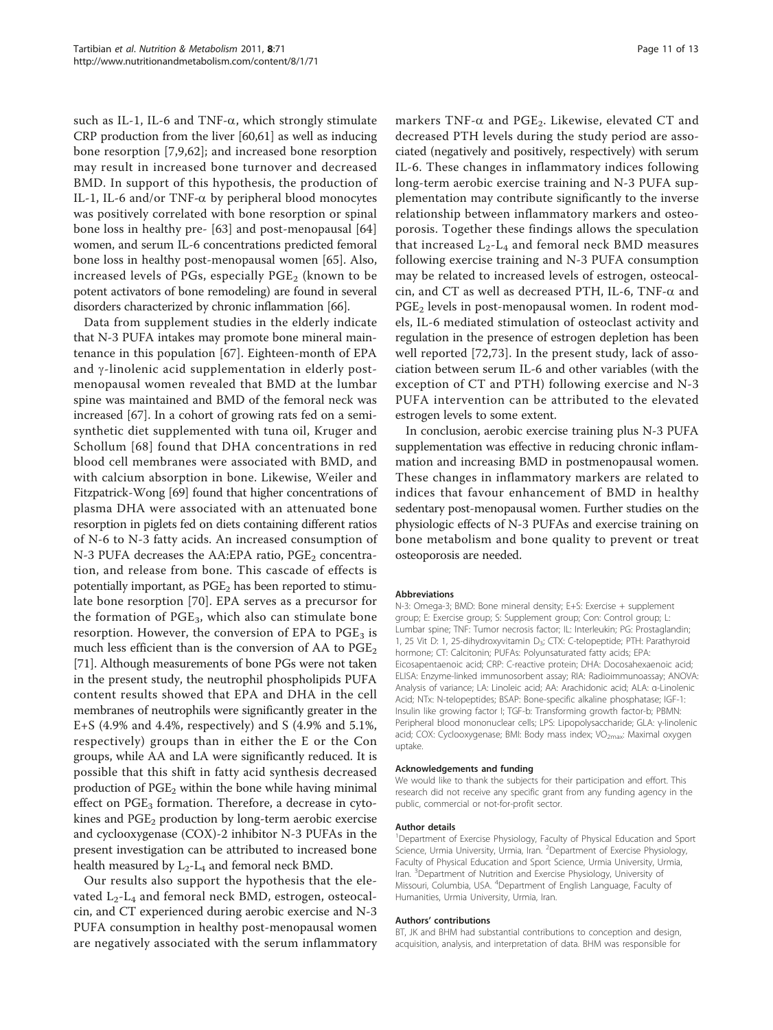such as IL-1, IL-6 and TNF-α, which strongly stimulate CRP production from the liver [60,61] as well as inducing bone resorption [7,9,62]; and increased bone resorption may result in increased bone turnover and decreased BMD. In support of this hypothesis, the production of IL-1, IL-6 and/or TNF-α by peripheral blood monocytes was positively correlated with bone resorption or spinal bone loss in healthy pre- [63] and post-menopausal [64] women, and serum IL-6 concentrations predicted femoral bone loss in healthy post-menopausal women [65]. Also, increased levels of PGs, especially $PGE_2$ (known to be potent activators of bone remodeling) are found in several disorders characterized by chronic inflammation [66].

Data from supplement studies in the elderly indicate that N-3 PUFA intakes may promote bone mineral maintenance in this population [67]. Eighteen-month of EPA and γ-linolenic acid supplementation in elderly postmenopausal women revealed that BMD at the lumbar spine was maintained and BMD of the femoral neck was increased [67]. In a cohort of growing rats fed on a semi-synthetic diet supplemented with tuna oil, Kruger and Schollum [68] found that DHA concentrations in red blood cell membranes were associated with BMD, and with calcium absorption in bone. Likewise, Weiler and Fitzpatrick-Wong [69] found that higher concentrations of plasma DHA were associated with an attenuated bone resorption in piglets fed on diets containing different ratios of N-6 to N-3 fatty acids. An increased consumption of N-3 PUFA decreases the AA:EPA ratio, $PGE_2$ concentration, and release from bone. This cascade of effects is potentially important, as $PGE_2$ has been reported to stimulate bone resorption [70]. EPA serves as a precursor for the formation of $PGE_3$, which also can stimulate bone resorption. However, the conversion of EPA to $PGE_3$ is much less efficient than is the conversion of AA to $PGE_2$ [71]. Although measurements of bone PGs were not taken in the present study, the neutrophil phospholipids PUFA content results showed that EPA and DHA in the cell membranes of neutrophils were significantly greater in the E+S (4.9% and 4.4%, respectively) and S (4.9% and 5.1%, respectively) groups than in either the E or the Con groups, while AA and LA were significantly reduced. It is possible that this shift in fatty acid synthesis decreased production of $PGE_2$ within the bone while having minimal effect on $PGE_3$ formation. Therefore, a decrease in cytokines and $PGE_2$ production by long-term aerobic exercise and cyclooxygenase (COX)-2 inhibitor N-3 PUFAs in the present investigation can be attributed to increased bone health measured by $L_2$-$L_4$ and femoral neck BMD.

Our results also support the hypothesis that the elevated $L_2$-$L_4$ and femoral neck BMD, estrogen, osteocalcin, and CT experienced during aerobic exercise and N-3 PUFA consumption in healthy post-menopausal women are negatively associated with the serum inflammatory markers TNF-α and $PGE_2$. Likewise, elevated CT and decreased PTH levels during the study period are associated (negatively and positively, respectively) with serum IL-6. These changes in inflammatory indices following long-term aerobic exercise training and N-3 PUFA supplementation may contribute significantly to the inverse relationship between inflammatory markers and osteoporosis. Together these findings allows the speculation that increased $L_2$-$L_4$ and femoral neck BMD measures following exercise training and N-3 PUFA consumption may be related to increased levels of estrogen, osteocalcin, and CT as well as decreased PTH, IL-6, TNF-α and $PGE_2$ levels in post-menopausal women. In rodent models, IL-6 mediated stimulation of osteoclast activity and regulation in the presence of estrogen depletion has been well reported [72,73]. In the present study, lack of association between serum IL-6 and other variables (with the exception of CT and PTH) following exercise and N-3 PUFA intervention can be attributed to the elevated estrogen levels to some extent.

In conclusion, aerobic exercise training plus N-3 PUFA supplementation was effective in reducing chronic inflammation and increasing BMD in postmenopausal women. These changes in inflammatory markers are related to indices that favour enhancement of BMD in healthy sedentary post-menopausal women. Further studies on the physiologic effects of N-3 PUFAs and exercise training on bone metabolism and bone quality to prevent or treat osteoporosis are needed.

#### Abbreviations

N-3: Omega-3; BMD: Bone mineral density; E+S: Exercise + supplement group; E: Exercise group; S: Supplement group; Con: Control group; L: Lumbar spine; TNF: Tumor necrosis factor; IL: Interleukin; PG: Prostaglandin; 1, 25 Vit D: 1, 25-dihydroxyvitamin $D_3$; CTX: C-telopeptide; PTH: Parathyroid hormone; CT: Calcitonin; PUFAs: Polyunsaturated fatty acids; EPA: Eicosapentaenoic acid; CRP: C-reactive protein; DHA: Docosahexaenoic acid; ELISA: Enzyme-linked immunosorbent assay; RIA: Radioimmunoassay; ANOVA: Analysis of variance; LA: Linoleic acid; AA: Arachidonic acid; ALA: α-Linolenic Acid; NTx: N-telopeptides; BSAP: Bone-specific alkaline phosphatase; IGF-1: Insulin like growing factor I; TGF-b: Transforming growth factor-b; PBMN: Peripheral blood mononuclear cells; LPS: Lipopolysaccharide; GLA: γ-linolenic acid; COX: Cyclooxygenase; BMI: Body mass index; $VO_{2max}$: Maximal oxygen uptake.

#### Acknowledgements and funding

We would like to thank the subjects for their participation and effort. This research did not receive any specific grant from any funding agency in the public, commercial or not-for-profit sector.

#### Author details

[1]Department of Exercise Physiology, Faculty of Physical Education and Sport Science, Urmia University, Urmia, Iran. [2]Department of Exercise Physiology, Faculty of Physical Education and Sport Science, Urmia University, Urmia, Iran. [3]Department of Nutrition and Exercise Physiology, University of Missouri, Columbia, USA. [4]Department of English Language, Faculty of Humanities, Urmia University, Urmia, Iran.

#### Authors' contributions

BT, JK and BHM had substantial contributions to conception and design, acquisition, analysis, and interpretation of data. BHM was responsible for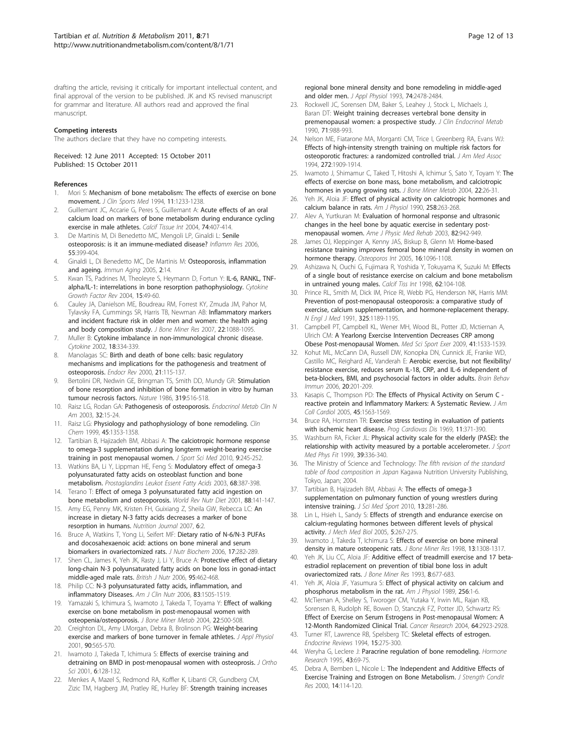drafting the article, revising it critically for important intellectual content, and final approval of the version to be published. JK and KS revised manuscript for grammar and literature. All authors read and approved the final manuscript.

#### Competing interests

The authors declare that they have no competing interests.

Received: 12 June 2011 Accepted: 15 October 2011
Published: 15 October 2011

#### References

1. Mori S: Mechanism of bone metabolism: The effects of exercise on bone movement. *J Clin Sports Med* 1994, **11**:1233-1238.
2. Guillemant JC, Accarie G, Peres S, Guillemant A: Acute effects of an oral calcium load on markers of bone metabolism during endurance cycling exercise in male athletes. *Calcif Tissue Int* 2004, **74**:407-414.
3. De Martinis M, Di Benedetto MC, Mengoli LP, Ginaldi L: Senile osteoporosis: is it an immune-mediated disease? *Inflamm Res* 2006, **55**:399-404.
4. Ginaldi L, Di Benedetto MC, De Martinis M: Osteoporosis, inflammation and ageing. *Immun Aging* 2005, **2**:14.
5. Kwan TS, Padrines M, Theoleyre S, Heymann D, Fortun Y: IL-6, RANKL, TNF-alpha/IL-1: interrelations in bone resorption pathophysiology. *Cytokine Growth Factor Rev* 2004, **15**:49-60.
6. Cauley JA, Danielson ME, Boudreau RM, Forrest KY, Zmuda JM, Pahor M, Tylavsky FA, Cummings SR, Harris TB, Newman AB: Inflammatory markers and incident fracture risk in older men and women: the health aging and body composition study. *J Bone Miner Res* 2007, **22**:1088-1095.
7. Muller B: Cytokine imbalance in non-immunological chronic disease. *Cytokine* 2002, **18**:334-339.
8. Manolagas SC: Birth and death of bone cells: basic regulatory mechanisms and implications for the pathogenesis and treatment of osteoporosis. *Endocr Rev* 2000, **21**:115-137.
9. Bertolini DR, Nedwin GE, Bringman TS, Smith DD, Mundy GR: Stimulation of bone resorption and inhibition of bone formation in vitro by human tumour necrosis factors. *Nature* 1986, **319**:516-518.
10. Raisz LG, Rodan GA: Pathogenesis of osteoporosis. *Endocrinol Metab Clin N Am* 2003, **32**:15-24.
11. Raisz LG: Physiology and pathophysiology of bone remodeling. *Clin Chem* 1999, **45**:1353-1358.
12. Tartibian B, Hajizadeh BM, Abbasi A: The calciotropic hormone response to omega-3 supplementation during longterm weight-bearing exercise training in post menopausal women. *J Sport Sci Med* 2010, **9**:245-252.
13. Watkins BA, Li Y, Lippman HE, Feng S: Modulatory effect of omega-3 polyunsaturated fatty acids on osteoblast function and bone metabolism. *Prostaglandins Leukot Essent Fatty Acids* 2003, **68**:387-398.
14. Terano T: Effect of omega 3 polyunsaturated fatty acid ingestion on bone metabolism and osteoporosis. *World Rev Nutr Diet* 2001, **88**:141-147.
15. Amy EG, Penny MK, Kristen FH, Guixiang Z, Sheila GW, Rebecca LC: An increase in dietary N-3 fatty acids decreases a marker of bone resorption in humans. *Nutrition Journal* 2007, **6**:2.
16. Bruce A, Watkins T, Yong Li, Seifert MF: Dietary ratio of N-6/N-3 PUFAs and docosahexaenoic acid: actions on bone mineral and serum biomarkers in ovariectomized rats. *J Nutr Biochem* 2006, **17**:282-289.
17. Shen CL, James K, Yeh JK, Rasty J, Li Y, Bruce A: Protective effect of dietary long-chain N-3 polyunsaturated fatty acids on bone loss in gonad-intact middle-aged male rats. *British J Nutr* 2006, **95**:462-468.
18. Philip CC: N-3 polyunsaturated fatty acids, inflammation, and inflammatory Diseases. *Am J Clin Nutr* 2006, **83**:1505-1519.
19. Yamazaki S, Ichimura S, Iwamoto J, Takeda T, Toyama Y: Effect of walking exercise on bone metabolism in post-menopausal women with osteopenia/osteoporosis. *J Bone Miner Metab* 2004, **22**:500-508.
20. Creighton DL, Amy LMorgan, Debra B, Brolinson PG: Weight-bearing exercise and markers of bone turnover in female athletes. *J Appl Physiol* 2001, **90**:565-570.
21. Iwamoto J, Takeda T, Ichimura S: Effects of exercise training and detraining on BMD in post-menopausal women with osteoprosis. *J Ortho Sci* 2001, **6**:128-132.
22. Menkes A, Mazel S, Redmond RA, Koffler K, Libanti CR, Gundberg CM, Zizic TM, Hagberg JM, Pratley RE, Hurley BF: Strength training increases regional bone mineral density and bone remodeling in middle-aged and older men. *J Appl Physiol* 1993, **74**:2478-2484.
23. Rockwell JC, Sorensen DM, Baker S, Leahey J, Stock L, Michaels J, Baran DT: Weight training decreases vertebral bone density in premenopausal women: a prospective study. *J Clin Endocrinol Metab* 1990, **71**:988-993.
24. Nelson ME, Fiatarone MA, Morganti CM, Trice I, Greenberg RA, Evans WJ: Effects of high-intensity strength training on multiple risk factors for osteoporotic fractures: a randomized controlled trial. *J Am Med Assoc* 1994, **272**:1909-1914.
25. Iwamoto J, Shimamur C, Taked T, Hitoshi A, Ichimur S, Sato Y, Toyam Y: The effects of exercise on bone mass, bone metabolism, and calciotropic hormones in young growing rats. *J Bone Miner Metab* 2004, **22**:26-31.
26. Yeh JK, Aloia JF: Effect of physical activity on calciotropic hormones and calcium balance in rats. *Am J Physiol* 1990, **258**:263-268.
27. Alev A, Yurtkuran M: Evaluation of hormonal response and ultrasonic changes in the heel bone by aquatic exercise in sedentary post-menopausal women. *Ame J Physic Med Rehab* 2003, **82**:942-949.
28. James OJ, Kleppinger A, Kenny JAS, Biskup B, Glenn M: Home-based resistance training improves femoral bone mineral density in women on hormone therapy. *Osteoporos Int* 2005, **16**:1096-1108.
29. Ashizawa N, Ouchi G, Fujimara R, Yoshida Y, Tokuyama K, Suzuki M: Effects of a single bout of resistance exercise on calcium and bone metabolism in untrained young males. *Calcif Tiss Int* 1998, **62**:104-108.
30. Prince RL, Smith M, Dick IM, Price RI, Webb PG, Henderson NK, Harris MM: Prevention of post-menopausal osteoporosis: a comparative study of exercise, calcium supplementation, and hormone-replacement therapy. *N Engl J Med* 1991, **325**:1189-1195.
31. Campbell PT, Campbell KL, Wener MH, Wood BL, Potter JD, Mctiernan A, Ulrich CM: A Yearlong Exercise Intervention Decreases CRP among Obese Post-menopausal Women. *Med Sci Sport Exer* 2009, **41**:1533-1539.
32. Kohut ML, McCann DA, Russell DW, Konopka DN, Cunnick JE, Franke WD, Castillo MC, Reighard AE, Vanderah E: Aerobic exercise, but not flexibility/resistance exercise, reduces serum IL-18, CRP, and IL-6 independent of beta-blockers, BMI, and psychosocial factors in older adults. *Brain Behav Immun* 2006, **20**:201-209.
33. Kasapis C, Thompson PD: The Effects of Physical Activity on Serum C - reactive protein and Inflammatory Markers: A Systematic Review. *J Am Coll Cardiol* 2005, **45**:1563-1569.
34. Bruce RA, Hornsten TR: Exercise stress testing in evaluation of patients with ischemic heart disease. *Prog Cardiovas Dis* 1969, **11**:371-390.
35. Washburn RA, Ficker JL: Physical activity scale for the elderly (PASE): the relationship with activity measured by a portable accelerometer. *J Sport Med Phys Fit* 1999, **39**:336-340.
36. The Ministry of Science and Technology: *The fifth revision of the standard table of food composition in Japan* Kagawa Nutrition University Publishing, Tokyo, Japan; 2004.
37. Tartibian B, Hajizadeh BM, Abbasi A: The effects of omega-3 supplementation on pulmonary function of young wrestlers during intensive training. *J Sci Med Sport* 2010, **13**:281-286.
38. Lin L, Hsieh L, Sandy S: Effects of strength and endurance exercise on calcium-regulating hormones between different levels of physical activity. *J Mech Med Biol* 2005, **5**:267-275.
39. Iwamoto J, Takeda T, Ichimura S: Effects of exercise on bone mineral density in mature osteopenic rats. *J Bone Miner Res* 1998, **13**:1308-1317.
40. Yeh JK, Liu CC, Aloia JF: Additive effect of treadmill exercise and 17 beta-estradiol replacement on prevention of tibial bone loss in adult ovariectomized rats. *J Bone Miner Res* 1993, **8**:677-683.
41. Yeh JK, Aloia JF, Yasumura S: Effect of physical activity on calcium and phosphorus metabolism in the rat. *Am J Physiol* 1989, **256**:1-6.
42. McTiernan A, Shelley S, Tworoger CM, Yutaka Y, Irwin ML, Rajan KB, Sorensen B, Rudolph RE, Bowen D, Stanczyk FZ, Potter JD, Schwartz RS: Effect of Exercise on Serum Estrogens in Post-menopausal Women: A 12-Month Randomized Clinical Trial. *Cancer Research* 2004, **64**:2923-2928.
43. Turner RT, Lawrence RB, Spelsberg TC: Skeletal effects of estrogen. *Endocrine Reviews* 1994, **15**:275-300.
44. Weryha G, Leclere J: Paracrine regulation of bone remodeling. *Hormone Research* 1995, **43**:69-75.
45. Debra A, Bemben L, Nicole L: The Independent and Additive Effects of Exercise Training and Estrogen on Bone Metabolism. *J Strength Condit Res* 2000, **14**:114-120.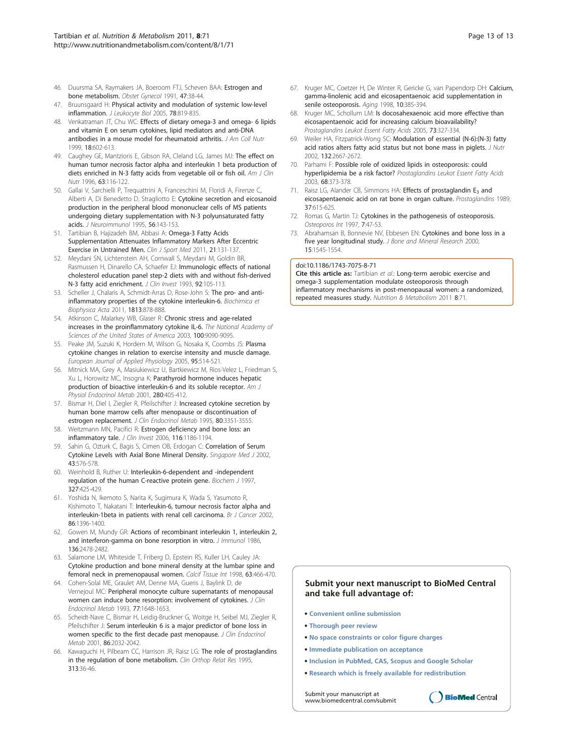46. Duursma SA, Raymakers JA, Boeroom FTJ, Scheven BAA: **Estrogen and bone metabolism.** *Obstet Gynecol* 1991, **47**:38-44.
47. Bruunsgaard H: **Physical activity and modulation of systemic low-level inflammation.** *J Leukocyte Biol* 2005, **78**:819-835.
48. Venkatraman JT, Chu WC: **Effects of dietary omega-3 and omega- 6 lipids and vitamin E on serum cytokines, lipid mediators and anti-DNA antibodies in a mouse model for rheumatoid arthritis.** *J Am Coll Nutr* 1999, **18**:602-613.
49. Caughey GE, Mantzioris E, Gibson RA, Cleland LG, James MJ: **The effect on human tumor necrosis factor alpha and interleukin 1 beta production of diets enriched in N-3 fatty acids from vegetable oil or fish oil.** *Am J Clin Nutr* 1996, **63**:116-122.
50. Gallai V, Sarchielli P, Trequattrini A, Franceschini M, Floridi A, Firenze C, Alberti A, Di Benedetto D, Stragliotto E: **Cytokine secretion and eicosanoid production in the peripheral blood mononuclear cells of MS patients undergoing dietary supplementation with N-3 polyunsaturated fatty acids.** *J Neuroimmunol* 1995, **56**:143-153.
51. Tartibian B, Hajizadeh BM, Abbasi A: **Omega-3 Fatty Acids Supplementation Attenuates Inflammatory Markers After Eccentric Exercise in Untrained Men.** *Clin J Sport Med* 2011, **21**:131-137.
52. Meydani SN, Lichtenstein AH, Cornwall S, Meydani M, Goldin BR, Rasmussen H, Dinarello CA, Schaefer EJ: **Immunologic effects of national cholesterol education panel step-2 diets with and without fish-derived N-3 fatty acid enrichment.** *J Clin Invest* 1993, **92**:105-113.
53. Scheller J, Chalaris A, Schmidt-Arras D, Rose-John S: **The pro- and anti-inflammatory properties of the cytokine interleukin-6.** *Biochimica et Biophysica Acta* 2011, **1813**:878-888.
54. Atkinson C, Malarkey WB, Glaser R: **Chronic stress and age-related increases in the proinflammatory cytokine IL-6.** *The National Academy of Sciences of the United States of America* 2003, **100**:9090-9095.
55. Peake JM, Suzuki K, Hordern M, Wilson G, Nosaka K, Coombs JS: **Plasma cytokine changes in relation to exercise intensity and muscle damage.** *European Journal of Applied Physiology* 2005, **95**:514-521.
56. Mitnick MA, Grey A, Masiukiewicz U, Bartkiewicz M, Rios-Velez L, Friedman S, Xu L, Horowitz MC, Insogna K: **Parathyroid hormone induces hepatic production of bioactive interleukin-6 and its soluble receptor.** *Am J Physiol Endocrinol Metab* 2001, **280**:405-412.
57. Bismar H, Diel I, Ziegler R, Pfeilschifter J: **Increased cytokine secretion by human bone marrow cells after menopause or discontinuation of estrogen replacement.** *J Clin Endocrinol Metab* 1995, **80**:3351-3555.
58. Weitzmann MN, Pacifici R: **Estrogen deficiency and bone loss: an inflammatory tale.** *J Clin Invest* 2006, **116**:1186-1194.
59. Sahin G, Ozturk C, Bagis S, Cimen OB, Erdogan C: **Correlation of Serum Cytokine Levels with Axial Bone Mineral Density.** *Singapore Med J* 2002, **43**:576-578.
60. Weinhold B, Ruther U: **Interleukin-6-dependent and -independent regulation of the human C-reactive protein gene.** *Biochem J* 1997, **327**:425-429.
61. Yoshida N, Ikemoto S, Narita K, Sugimura K, Wada S, Yasumoto R, Kishimoto T, Nakatani T: **Interleukin-6, tumour necrosis factor alpha and interleukin-1beta in patients with renal cell carcinoma.** *Br J Cancer* 2002, **86**:1396-1400.
62. Gowen M, Mundy GR: **Actions of recombinant interleukin 1, interleukin 2, and interferon-gamma on bone resorption in vitro.** *J Immunol* 1986, **136**:2478-2482.
63. Salamone LM, Whiteside T, Friberg D, Epstein RS, Kuller LH, Cauley JA: **Cytokine production and bone mineral density at the lumbar spine and femoral neck in premenopausal women.** *Calcif Tissue Int* 1998, **63**:466-470.
64. Cohen-Solal ME, Graulet AM, Denne MA, Gueris J, Baylink D, de Vernejoul MC: **Peripheral monocyte culture supernatants of menopausal women can induce bone resorption: involvement of cytokines.** *J Clin Endocrinol Metab* 1993, **77**:1648-1653.
65. Scheidt-Nave C, Bismar H, Leidig-Bruckner G, Woitge H, Seibel MJ, Ziegler R, Pfeilschifter J: **Serum interleukin 6 is a major predictor of bone loss in women specific to the first decade past menopause.** *J Clin Endocrinol Metab* 2001, **86**:2032-2042.
66. Kawaguchi H, Pilbeam CC, Harrison JR, Raisz LG: **The role of prostaglandins in the regulation of bone metabolism.** *Clin Orthop Relat Res* 1995, **313**:36-46.
67. Kruger MC, Coetzer H, De Winter R, Gericke G, van Papendorp DH: **Calcium, gamma-linolenic acid and eicosapentaenoic acid supplementation in senile osteoporosis.** *Aging* 1998, **10**:385-394.
68. Kruger MC, Schollum LM: **Is docosahexaenoic acid more effective than eicosapentaenoic acid for increasing calcium bioavailability?** *Prostaglandins Leukot Essent Fatty Acids* 2005, **73**:327-334.
69. Weiler HA, Fitzpatrick-Wong SC: **Modulation of essential (N-6):(N-3) fatty acid ratios alters fatty acid status but not bone mass in piglets.** *J Nutr* 2002, **132**:2667-2672.
70. Parhami F: **Possible role of oxidized lipids in osteoporosis: could hyperlipidemia be a risk factor?** *Prostaglandins Leukot Essent Fatty Acids* 2003, **68**:373-378.
71. Raisz LG, Alander CB, Simmons HA: **Effects of prostaglandin $E_3$ and eicosapentaenoic acid on rat bone in organ culture.** *Prostaglandins* 1989, **37**:615-625.
72. Romas G, Martin TJ: **Cytokines in the pathogenesis of osteoporosis.** *Osteoporos Int* 1997, **7**:47-53.
73. Abrahamsan B, Bonnevie NV, Ebbesen EN: **Cytokines and bone loss in a five year longitudinal study.** *J Bone and Mineral Research* 2000, **15**:1545-1554.

doi:10.1186/1743-7075-8-71

**Cite this article as:** Tartibian *et al.*: Long-term aerobic exercise and omega-3 supplementation modulate osteoporosis through inflammatory mechanisms in post-menopausal women: a randomized, repeated measures study. *Nutrition & Metabolism* 2011 **8**:71.

**Submit your next manuscript to BioMed Central and take full advantage of:**

- Convenient online submission
- Thorough peer review
- No space constraints or color figure charges
- Immediate publication on acceptance
- Inclusion in PubMed, CAS, Scopus and Google Scholar
- Research which is freely available for redistribution

Submit your manuscript at www.biomedcentral.com/submit

BioMed Central